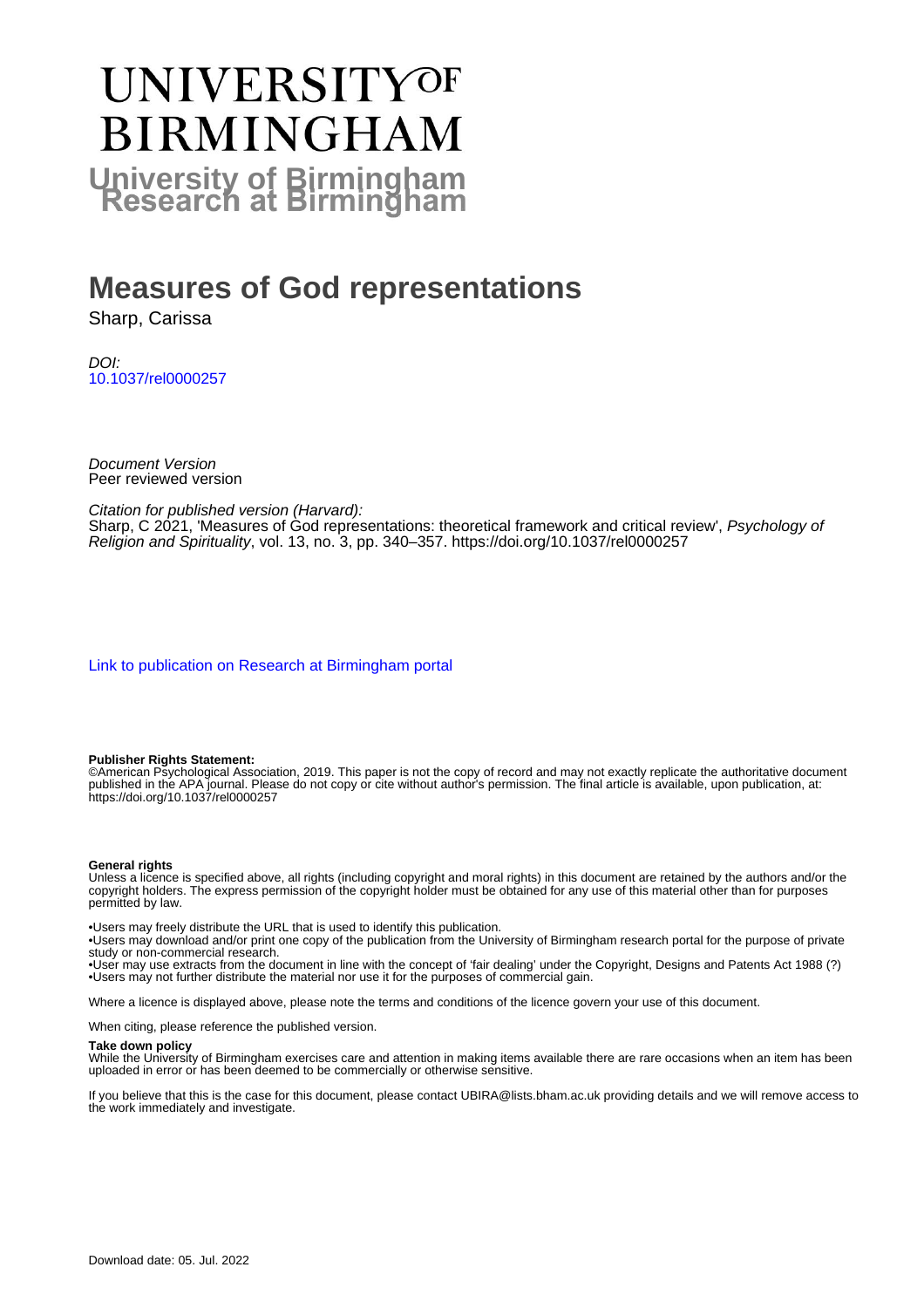# UNIVERSITY OF BIRMINGHAM

**University of Birmingham Research at Birmingham**

# Measures of God representations

Sharp, Carissa

*DOI:*
10.1037/rel0000257

*Document Version*
Peer reviewed version

*Citation for published version (Harvard):*
Sharp, C 2021, 'Measures of God representations: theoretical framework and critical review', *Psychology of Religion and Spirituality*, vol. 13, no. 3, pp. 340–357. https://doi.org/10.1037/rel0000257

Link to publication on Research at Birmingham portal

**Publisher Rights Statement:**
©American Psychological Association, 2019. This paper is not the copy of record and may not exactly replicate the authoritative document published in the APA journal. Please do not copy or cite without author's permission. The final article is available, upon publication, at: https://doi.org/10.1037/rel0000257

**General rights**
Unless a licence is specified above, all rights (including copyright and moral rights) in this document are retained by the authors and/or the copyright holders. The express permission of the copyright holder must be obtained for any use of this material other than for purposes permitted by law.

•Users may freely distribute the URL that is used to identify this publication.
•Users may download and/or print one copy of the publication from the University of Birmingham research portal for the purpose of private study or non-commercial research.
•User may use extracts from the document in line with the concept of 'fair dealing' under the Copyright, Designs and Patents Act 1988 (?)
•Users may not further distribute the material nor use it for the purposes of commercial gain.

Where a licence is displayed above, please note the terms and conditions of the licence govern your use of this document.

When citing, please reference the published version.

**Take down policy**
While the University of Birmingham exercises care and attention in making items available there are rare occasions when an item has been uploaded in error or has been deemed to be commercially or otherwise sensitive.

If you believe that this is the case for this document, please contact UBIRA@lists.bham.ac.uk providing details and we will remove access to the work immediately and investigate.

Download date: 05. Jul. 2022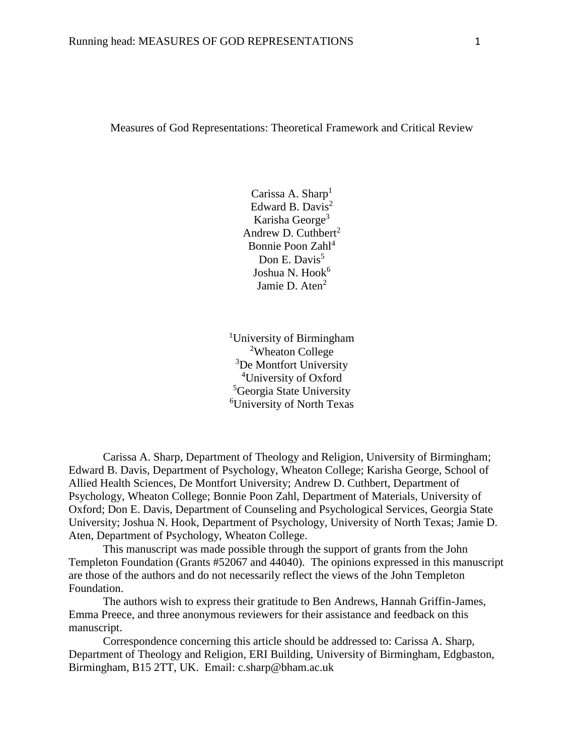Measures of God Representations: Theoretical Framework and Critical Review

Carissa A. Sharp[1]
Edward B. Davis[2]
Karisha George[3]
Andrew D. Cuthbert[2]
Bonnie Poon Zahl[4]
Don E. Davis[5]
Joshua N. Hook[6]
Jamie D. Aten[2]

[1]University of Birmingham
[2]Wheaton College
[3]De Montfort University
[4]University of Oxford
[5]Georgia State University
[6]University of North Texas

Carissa A. Sharp, Department of Theology and Religion, University of Birmingham; Edward B. Davis, Department of Psychology, Wheaton College; Karisha George, School of Allied Health Sciences, De Montfort University; Andrew D. Cuthbert, Department of Psychology, Wheaton College; Bonnie Poon Zahl, Department of Materials, University of Oxford; Don E. Davis, Department of Counseling and Psychological Services, Georgia State University; Joshua N. Hook, Department of Psychology, University of North Texas; Jamie D. Aten, Department of Psychology, Wheaton College.

This manuscript was made possible through the support of grants from the John Templeton Foundation (Grants #52067 and 44040). The opinions expressed in this manuscript are those of the authors and do not necessarily reflect the views of the John Templeton Foundation.

The authors wish to express their gratitude to Ben Andrews, Hannah Griffin-James, Emma Preece, and three anonymous reviewers for their assistance and feedback on this manuscript.

Correspondence concerning this article should be addressed to: Carissa A. Sharp, Department of Theology and Religion, ERI Building, University of Birmingham, Edgbaston, Birmingham, B15 2TT, UK. Email: c.sharp@bham.ac.uk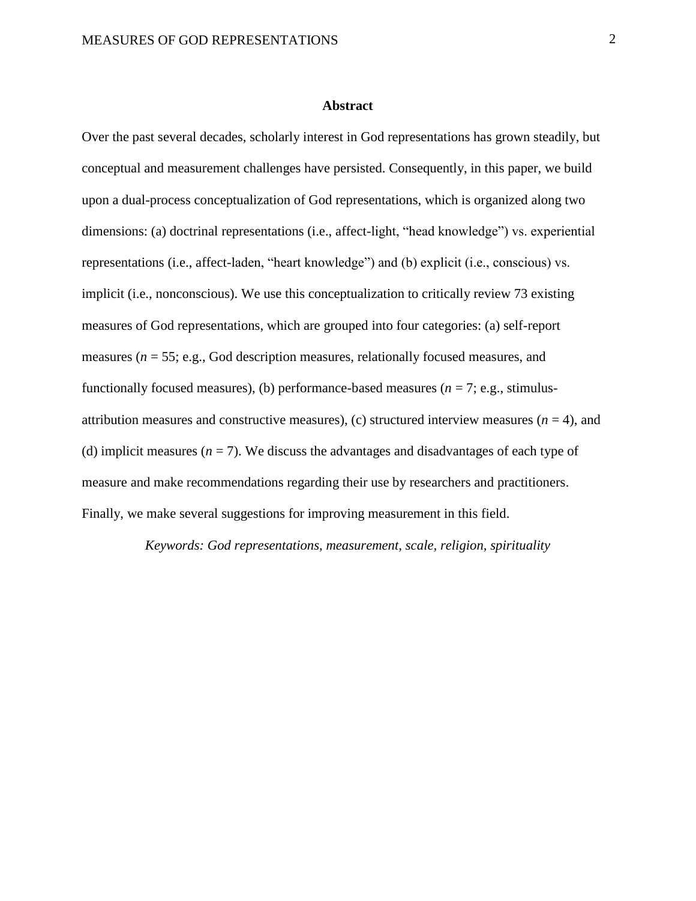## Abstract

Over the past several decades, scholarly interest in God representations has grown steadily, but conceptual and measurement challenges have persisted. Consequently, in this paper, we build upon a dual-process conceptualization of God representations, which is organized along two dimensions: (a) doctrinal representations (i.e., affect-light, "head knowledge") vs. experiential representations (i.e., affect-laden, "heart knowledge") and (b) explicit (i.e., conscious) vs. implicit (i.e., nonconscious). We use this conceptualization to critically review 73 existing measures of God representations, which are grouped into four categories: (a) self-report measures ($n$ = 55; e.g., God description measures, relationally focused measures, and functionally focused measures), (b) performance-based measures ($n$ = 7; e.g., stimulus-attribution measures and constructive measures), (c) structured interview measures ($n$ = 4), and (d) implicit measures ($n$ = 7). We discuss the advantages and disadvantages of each type of measure and make recommendations regarding their use by researchers and practitioners. Finally, we make several suggestions for improving measurement in this field.

*Keywords: God representations, measurement, scale, religion, spirituality*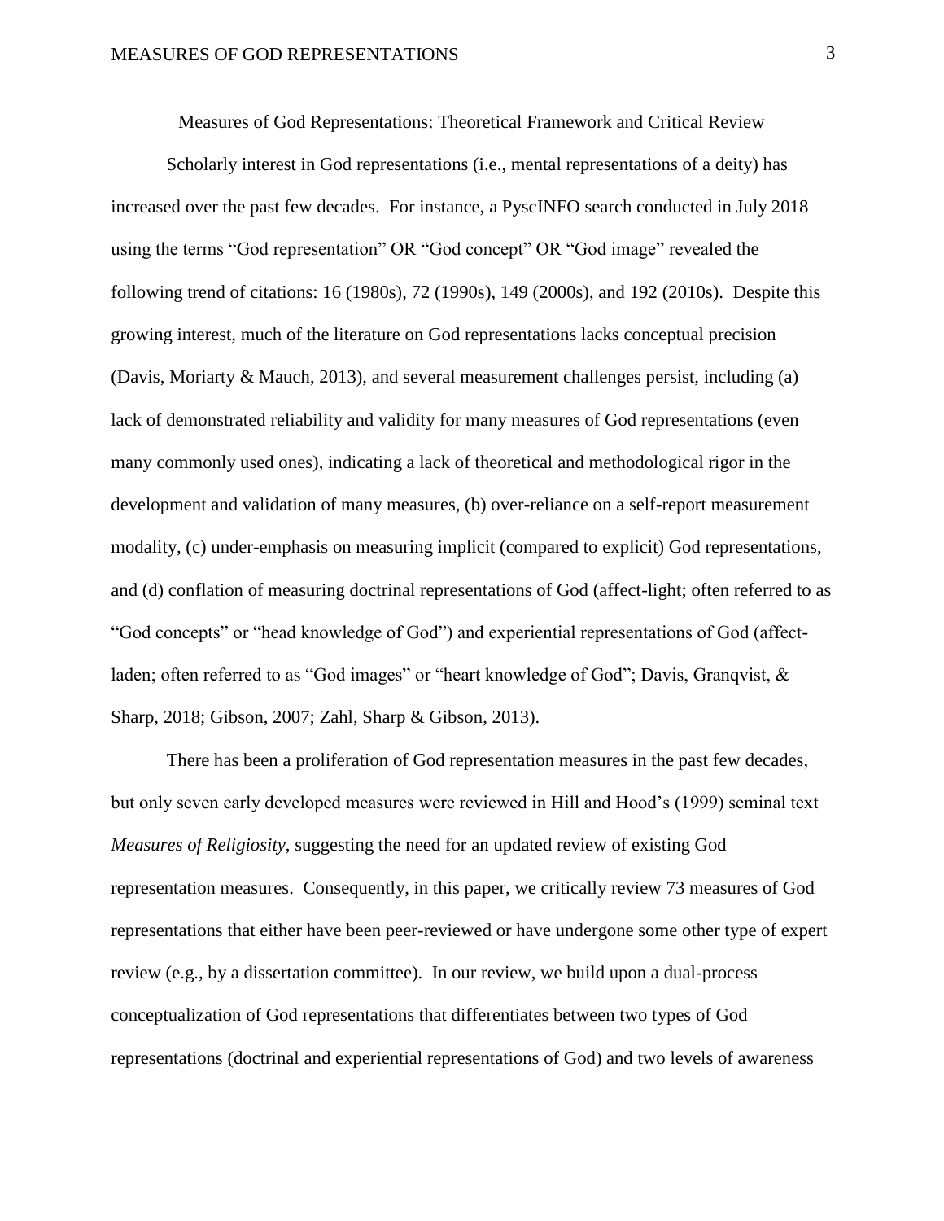Measures of God Representations: Theoretical Framework and Critical Review

Scholarly interest in God representations (i.e., mental representations of a deity) has increased over the past few decades. For instance, a PyscINFO search conducted in July 2018 using the terms "God representation" OR "God concept" OR "God image" revealed the following trend of citations: 16 (1980s), 72 (1990s), 149 (2000s), and 192 (2010s). Despite this growing interest, much of the literature on God representations lacks conceptual precision (Davis, Moriarty & Mauch, 2013), and several measurement challenges persist, including (a) lack of demonstrated reliability and validity for many measures of God representations (even many commonly used ones), indicating a lack of theoretical and methodological rigor in the development and validation of many measures, (b) over-reliance on a self-report measurement modality, (c) under-emphasis on measuring implicit (compared to explicit) God representations, and (d) conflation of measuring doctrinal representations of God (affect-light; often referred to as "God concepts" or "head knowledge of God") and experiential representations of God (affect-laden; often referred to as "God images" or "heart knowledge of God"; Davis, Granqvist, & Sharp, 2018; Gibson, 2007; Zahl, Sharp & Gibson, 2013).

There has been a proliferation of God representation measures in the past few decades, but only seven early developed measures were reviewed in Hill and Hood's (1999) seminal text *Measures of Religiosity*, suggesting the need for an updated review of existing God representation measures. Consequently, in this paper, we critically review 73 measures of God representations that either have been peer-reviewed or have undergone some other type of expert review (e.g., by a dissertation committee). In our review, we build upon a dual-process conceptualization of God representations that differentiates between two types of God representations (doctrinal and experiential representations of God) and two levels of awareness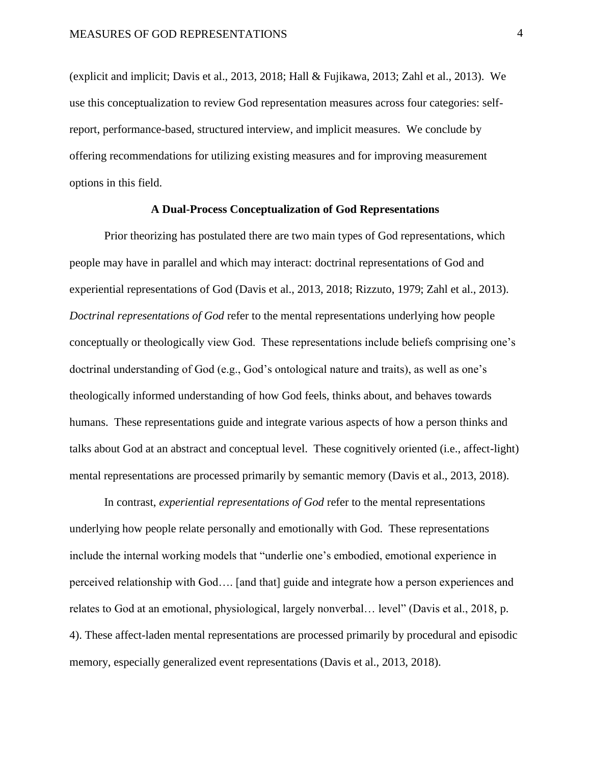(explicit and implicit; Davis et al., 2013, 2018; Hall & Fujikawa, 2013; Zahl et al., 2013). We use this conceptualization to review God representation measures across four categories: self-report, performance-based, structured interview, and implicit measures. We conclude by offering recommendations for utilizing existing measures and for improving measurement options in this field.

## A Dual-Process Conceptualization of God Representations

Prior theorizing has postulated there are two main types of God representations, which people may have in parallel and which may interact: doctrinal representations of God and experiential representations of God (Davis et al., 2013, 2018; Rizzuto, 1979; Zahl et al., 2013). *Doctrinal representations of God* refer to the mental representations underlying how people conceptually or theologically view God. These representations include beliefs comprising one's doctrinal understanding of God (e.g., God's ontological nature and traits), as well as one's theologically informed understanding of how God feels, thinks about, and behaves towards humans. These representations guide and integrate various aspects of how a person thinks and talks about God at an abstract and conceptual level. These cognitively oriented (i.e., affect-light) mental representations are processed primarily by semantic memory (Davis et al., 2013, 2018).

In contrast, *experiential representations of God* refer to the mental representations underlying how people relate personally and emotionally with God. These representations include the internal working models that "underlie one's embodied, emotional experience in perceived relationship with God…. [and that] guide and integrate how a person experiences and relates to God at an emotional, physiological, largely nonverbal… level" (Davis et al., 2018, p. 4). These affect-laden mental representations are processed primarily by procedural and episodic memory, especially generalized event representations (Davis et al., 2013, 2018).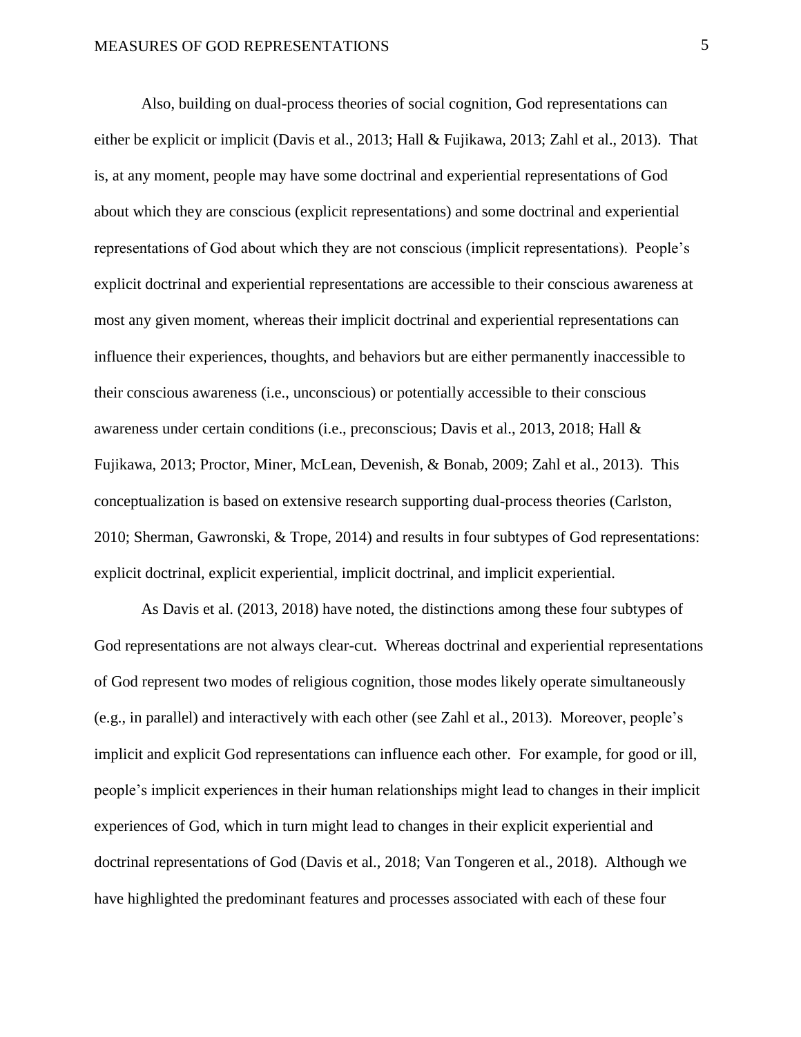Also, building on dual-process theories of social cognition, God representations can either be explicit or implicit (Davis et al., 2013; Hall & Fujikawa, 2013; Zahl et al., 2013). That is, at any moment, people may have some doctrinal and experiential representations of God about which they are conscious (explicit representations) and some doctrinal and experiential representations of God about which they are not conscious (implicit representations). People's explicit doctrinal and experiential representations are accessible to their conscious awareness at most any given moment, whereas their implicit doctrinal and experiential representations can influence their experiences, thoughts, and behaviors but are either permanently inaccessible to their conscious awareness (i.e., unconscious) or potentially accessible to their conscious awareness under certain conditions (i.e., preconscious; Davis et al., 2013, 2018; Hall & Fujikawa, 2013; Proctor, Miner, McLean, Devenish, & Bonab, 2009; Zahl et al., 2013). This conceptualization is based on extensive research supporting dual-process theories (Carlston, 2010; Sherman, Gawronski, & Trope, 2014) and results in four subtypes of God representations: explicit doctrinal, explicit experiential, implicit doctrinal, and implicit experiential.

As Davis et al. (2013, 2018) have noted, the distinctions among these four subtypes of God representations are not always clear-cut. Whereas doctrinal and experiential representations of God represent two modes of religious cognition, those modes likely operate simultaneously (e.g., in parallel) and interactively with each other (see Zahl et al., 2013). Moreover, people's implicit and explicit God representations can influence each other. For example, for good or ill, people's implicit experiences in their human relationships might lead to changes in their implicit experiences of God, which in turn might lead to changes in their explicit experiential and doctrinal representations of God (Davis et al., 2018; Van Tongeren et al., 2018). Although we have highlighted the predominant features and processes associated with each of these four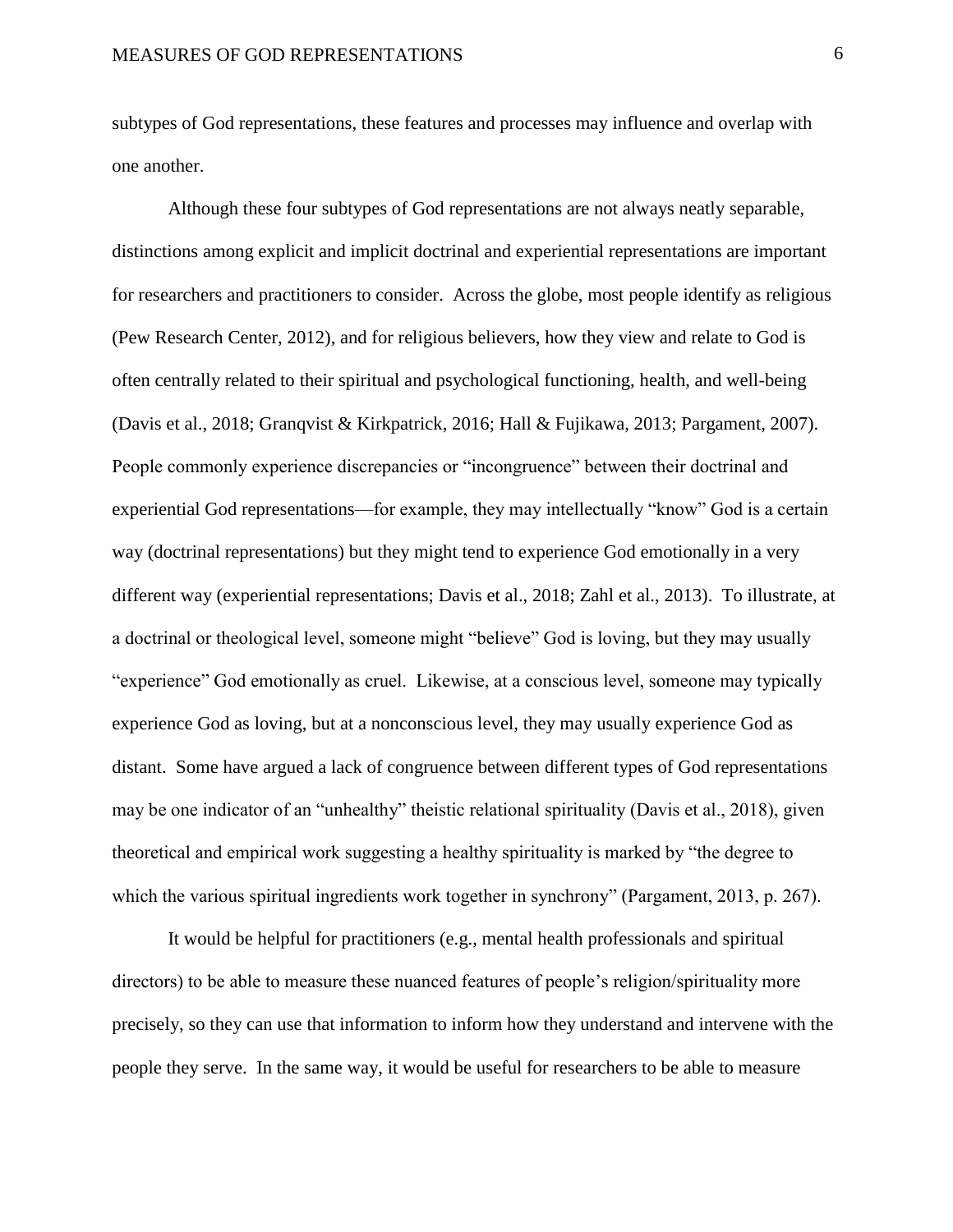subtypes of God representations, these features and processes may influence and overlap with one another.

Although these four subtypes of God representations are not always neatly separable, distinctions among explicit and implicit doctrinal and experiential representations are important for researchers and practitioners to consider. Across the globe, most people identify as religious (Pew Research Center, 2012), and for religious believers, how they view and relate to God is often centrally related to their spiritual and psychological functioning, health, and well-being (Davis et al., 2018; Granqvist & Kirkpatrick, 2016; Hall & Fujikawa, 2013; Pargament, 2007). People commonly experience discrepancies or "incongruence" between their doctrinal and experiential God representations—for example, they may intellectually "know" God is a certain way (doctrinal representations) but they might tend to experience God emotionally in a very different way (experiential representations; Davis et al., 2018; Zahl et al., 2013). To illustrate, at a doctrinal or theological level, someone might "believe" God is loving, but they may usually "experience" God emotionally as cruel. Likewise, at a conscious level, someone may typically experience God as loving, but at a nonconscious level, they may usually experience God as distant. Some have argued a lack of congruence between different types of God representations may be one indicator of an "unhealthy" theistic relational spirituality (Davis et al., 2018), given theoretical and empirical work suggesting a healthy spirituality is marked by "the degree to which the various spiritual ingredients work together in synchrony" (Pargament, 2013, p. 267).

It would be helpful for practitioners (e.g., mental health professionals and spiritual directors) to be able to measure these nuanced features of people's religion/spirituality more precisely, so they can use that information to inform how they understand and intervene with the people they serve. In the same way, it would be useful for researchers to be able to measure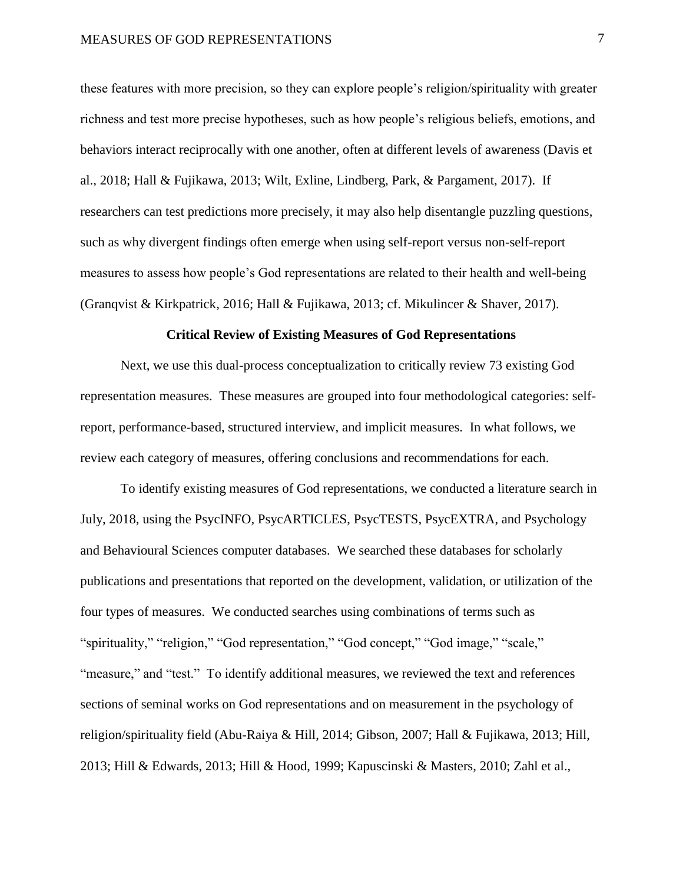these features with more precision, so they can explore people's religion/spirituality with greater richness and test more precise hypotheses, such as how people's religious beliefs, emotions, and behaviors interact reciprocally with one another, often at different levels of awareness (Davis et al., 2018; Hall & Fujikawa, 2013; Wilt, Exline, Lindberg, Park, & Pargament, 2017). If researchers can test predictions more precisely, it may also help disentangle puzzling questions, such as why divergent findings often emerge when using self-report versus non-self-report measures to assess how people's God representations are related to their health and well-being (Granqvist & Kirkpatrick, 2016; Hall & Fujikawa, 2013; cf. Mikulincer & Shaver, 2017).

## Critical Review of Existing Measures of God Representations

Next, we use this dual-process conceptualization to critically review 73 existing God representation measures. These measures are grouped into four methodological categories: self-report, performance-based, structured interview, and implicit measures. In what follows, we review each category of measures, offering conclusions and recommendations for each.

To identify existing measures of God representations, we conducted a literature search in July, 2018, using the PsycINFO, PsycARTICLES, PsycTESTS, PsycEXTRA, and Psychology and Behavioural Sciences computer databases. We searched these databases for scholarly publications and presentations that reported on the development, validation, or utilization of the four types of measures. We conducted searches using combinations of terms such as "spirituality," "religion," "God representation," "God concept," "God image," "scale," "measure," and "test." To identify additional measures, we reviewed the text and references sections of seminal works on God representations and on measurement in the psychology of religion/spirituality field (Abu-Raiya & Hill, 2014; Gibson, 2007; Hall & Fujikawa, 2013; Hill, 2013; Hill & Edwards, 2013; Hill & Hood, 1999; Kapuscinski & Masters, 2010; Zahl et al.,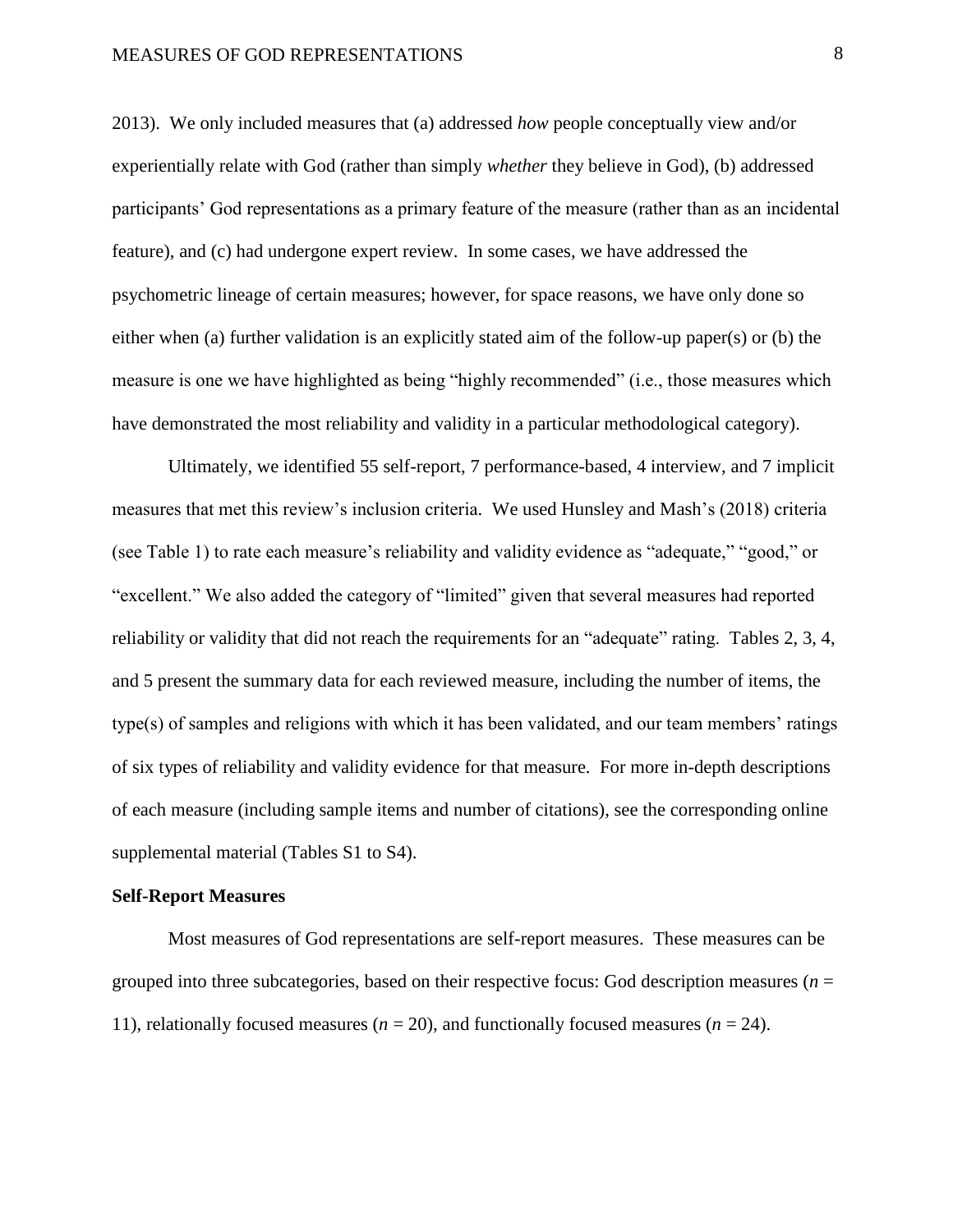2013). We only included measures that (a) addressed *how* people conceptually view and/or experientially relate with God (rather than simply *whether* they believe in God), (b) addressed participants' God representations as a primary feature of the measure (rather than as an incidental feature), and (c) had undergone expert review. In some cases, we have addressed the psychometric lineage of certain measures; however, for space reasons, we have only done so either when (a) further validation is an explicitly stated aim of the follow-up paper(s) or (b) the measure is one we have highlighted as being "highly recommended" (i.e., those measures which have demonstrated the most reliability and validity in a particular methodological category).

Ultimately, we identified 55 self-report, 7 performance-based, 4 interview, and 7 implicit measures that met this review's inclusion criteria. We used Hunsley and Mash's (2018) criteria (see Table 1) to rate each measure's reliability and validity evidence as "adequate," "good," or "excellent." We also added the category of "limited" given that several measures had reported reliability or validity that did not reach the requirements for an "adequate" rating. Tables 2, 3, 4, and 5 present the summary data for each reviewed measure, including the number of items, the type(s) of samples and religions with which it has been validated, and our team members' ratings of six types of reliability and validity evidence for that measure. For more in-depth descriptions of each measure (including sample items and number of citations), see the corresponding online supplemental material (Tables S1 to S4).

## Self-Report Measures

Most measures of God representations are self-report measures. These measures can be grouped into three subcategories, based on their respective focus: God description measures ($n$ = 11), relationally focused measures ($n$ = 20), and functionally focused measures ($n$ = 24).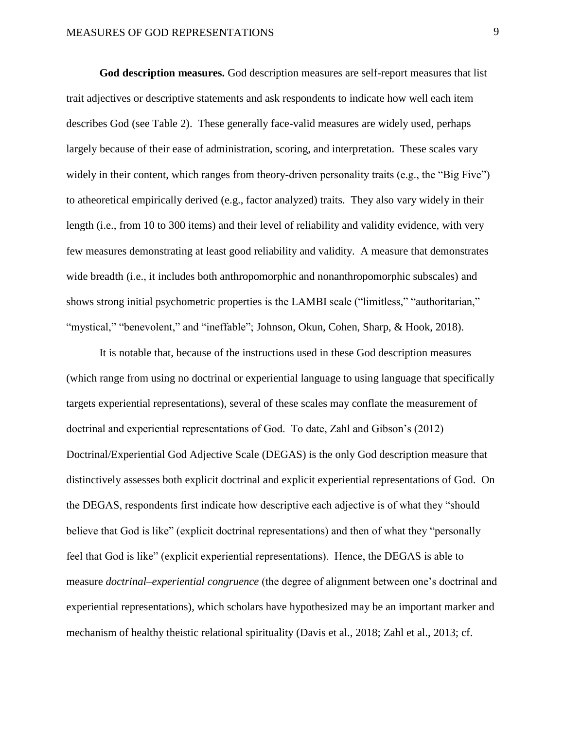**God description measures.** God description measures are self-report measures that list trait adjectives or descriptive statements and ask respondents to indicate how well each item describes God (see Table 2). These generally face-valid measures are widely used, perhaps largely because of their ease of administration, scoring, and interpretation. These scales vary widely in their content, which ranges from theory-driven personality traits (e.g., the "Big Five") to atheoretical empirically derived (e.g., factor analyzed) traits. They also vary widely in their length (i.e., from 10 to 300 items) and their level of reliability and validity evidence, with very few measures demonstrating at least good reliability and validity. A measure that demonstrates wide breadth (i.e., it includes both anthropomorphic and nonanthropomorphic subscales) and shows strong initial psychometric properties is the LAMBI scale ("limitless," "authoritarian," "mystical," "benevolent," and "ineffable"; Johnson, Okun, Cohen, Sharp, & Hook, 2018).

It is notable that, because of the instructions used in these God description measures (which range from using no doctrinal or experiential language to using language that specifically targets experiential representations), several of these scales may conflate the measurement of doctrinal and experiential representations of God. To date, Zahl and Gibson's (2012) Doctrinal/Experiential God Adjective Scale (DEGAS) is the only God description measure that distinctively assesses both explicit doctrinal and explicit experiential representations of God. On the DEGAS, respondents first indicate how descriptive each adjective is of what they "should believe that God is like" (explicit doctrinal representations) and then of what they "personally feel that God is like" (explicit experiential representations). Hence, the DEGAS is able to measure *doctrinal–experiential congruence* (the degree of alignment between one's doctrinal and experiential representations), which scholars have hypothesized may be an important marker and mechanism of healthy theistic relational spirituality (Davis et al., 2018; Zahl et al., 2013; cf.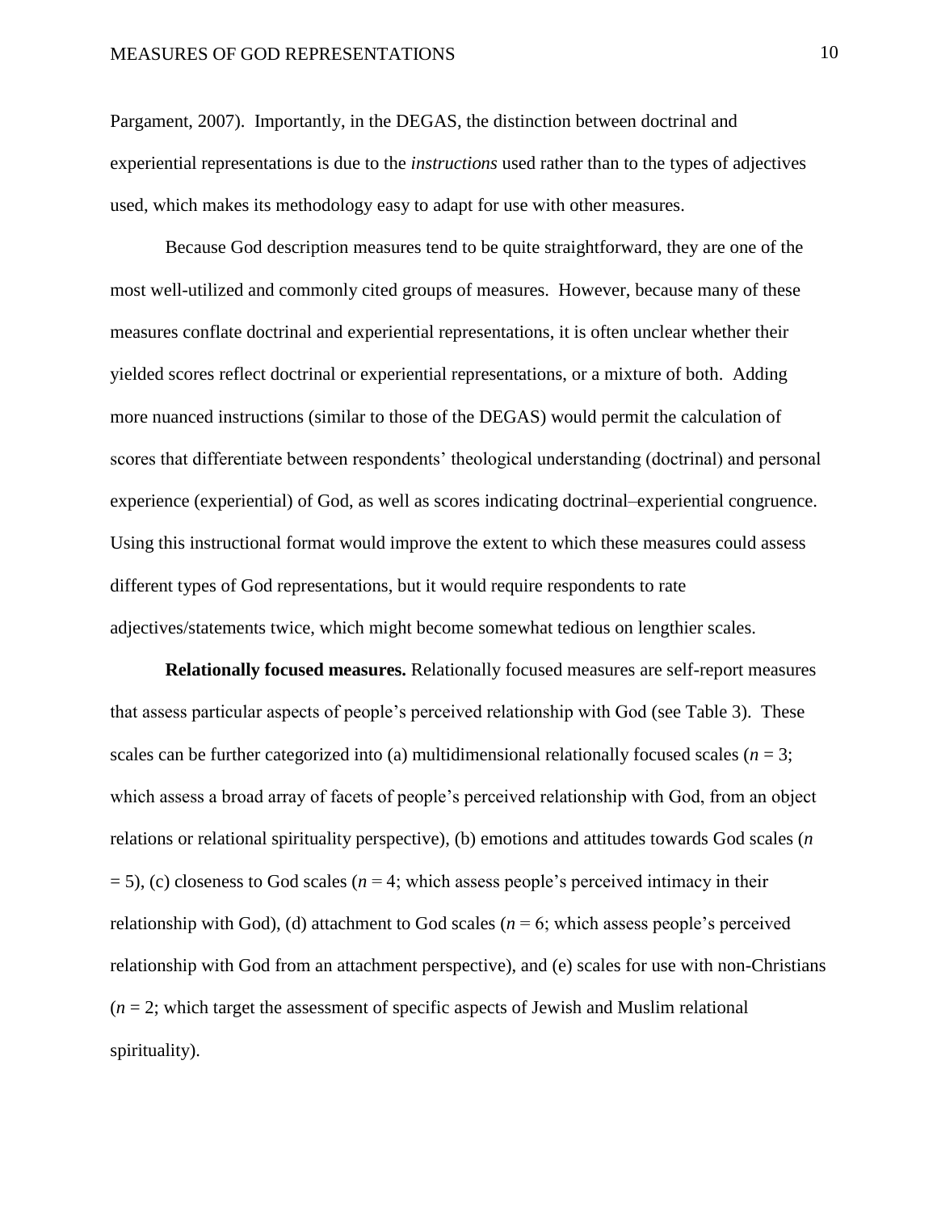Pargament, 2007). Importantly, in the DEGAS, the distinction between doctrinal and experiential representations is due to the *instructions* used rather than to the types of adjectives used, which makes its methodology easy to adapt for use with other measures.

Because God description measures tend to be quite straightforward, they are one of the most well-utilized and commonly cited groups of measures. However, because many of these measures conflate doctrinal and experiential representations, it is often unclear whether their yielded scores reflect doctrinal or experiential representations, or a mixture of both. Adding more nuanced instructions (similar to those of the DEGAS) would permit the calculation of scores that differentiate between respondents' theological understanding (doctrinal) and personal experience (experiential) of God, as well as scores indicating doctrinal–experiential congruence. Using this instructional format would improve the extent to which these measures could assess different types of God representations, but it would require respondents to rate adjectives/statements twice, which might become somewhat tedious on lengthier scales.

**Relationally focused measures.** Relationally focused measures are self-report measures that assess particular aspects of people's perceived relationship with God (see Table 3). These scales can be further categorized into (a) multidimensional relationally focused scales ($n = 3$; which assess a broad array of facets of people's perceived relationship with God, from an object relations or relational spirituality perspective), (b) emotions and attitudes towards God scales ($n = 5$), (c) closeness to God scales ($n = 4$; which assess people's perceived intimacy in their relationship with God), (d) attachment to God scales ($n = 6$; which assess people's perceived relationship with God from an attachment perspective), and (e) scales for use with non-Christians ($n = 2$; which target the assessment of specific aspects of Jewish and Muslim relational spirituality).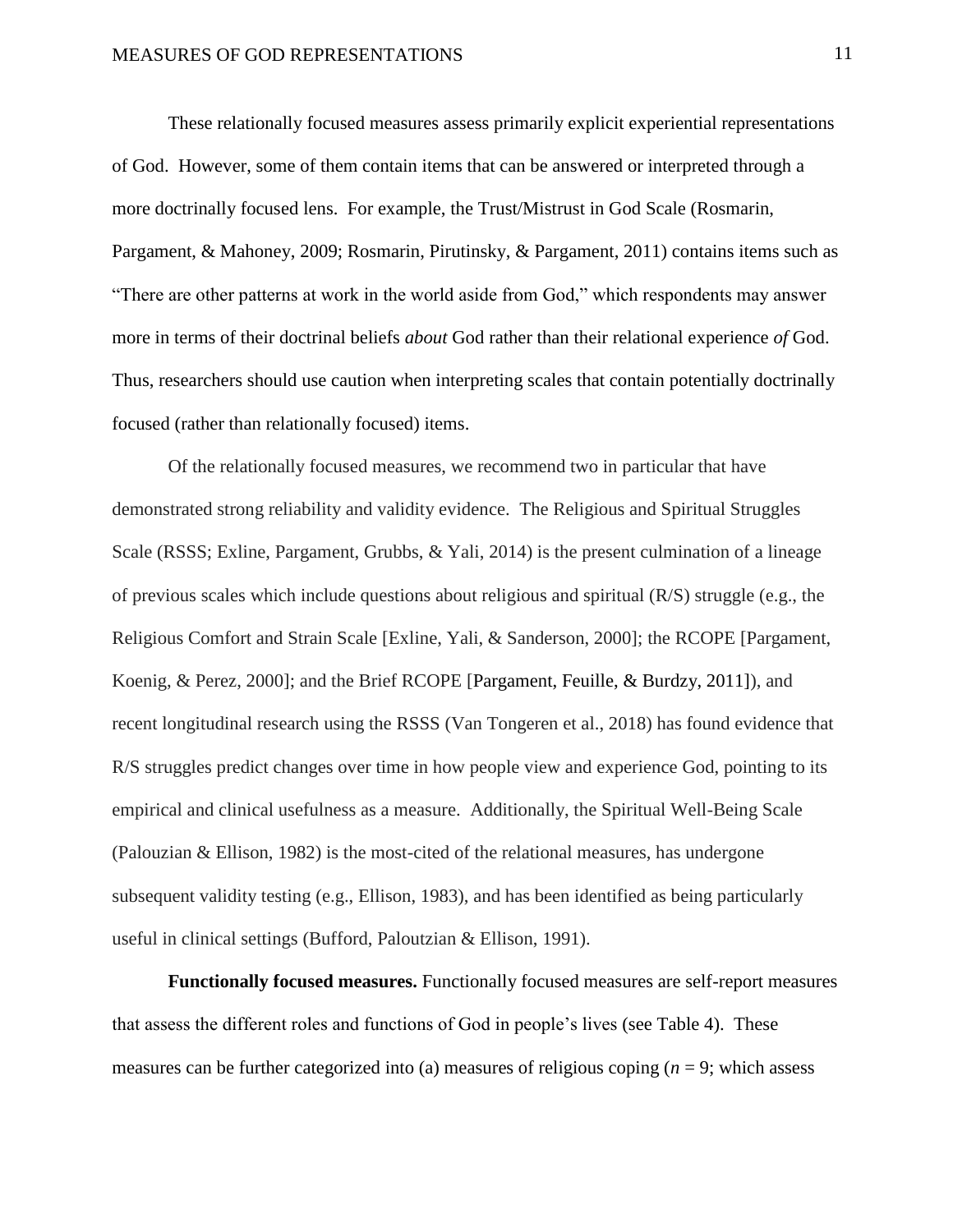These relationally focused measures assess primarily explicit experiential representations of God. However, some of them contain items that can be answered or interpreted through a more doctrinally focused lens. For example, the Trust/Mistrust in God Scale (Rosmarin, Pargament, & Mahoney, 2009; Rosmarin, Pirutinsky, & Pargament, 2011) contains items such as "There are other patterns at work in the world aside from God," which respondents may answer more in terms of their doctrinal beliefs *about* God rather than their relational experience *of* God. Thus, researchers should use caution when interpreting scales that contain potentially doctrinally focused (rather than relationally focused) items.

Of the relationally focused measures, we recommend two in particular that have demonstrated strong reliability and validity evidence. The Religious and Spiritual Struggles Scale (RSSS; Exline, Pargament, Grubbs, & Yali, 2014) is the present culmination of a lineage of previous scales which include questions about religious and spiritual (R/S) struggle (e.g., the Religious Comfort and Strain Scale [Exline, Yali, & Sanderson, 2000]; the RCOPE [Pargament, Koenig, & Perez, 2000]; and the Brief RCOPE [Pargament, Feuille, & Burdzy, 2011]), and recent longitudinal research using the RSSS (Van Tongeren et al., 2018) has found evidence that R/S struggles predict changes over time in how people view and experience God, pointing to its empirical and clinical usefulness as a measure. Additionally, the Spiritual Well-Being Scale (Palouzian & Ellison, 1982) is the most-cited of the relational measures, has undergone subsequent validity testing (e.g., Ellison, 1983), and has been identified as being particularly useful in clinical settings (Bufford, Paloutzian & Ellison, 1991).

**Functionally focused measures.** Functionally focused measures are self-report measures that assess the different roles and functions of God in people's lives (see Table 4). These measures can be further categorized into (a) measures of religious coping ($n$ = 9; which assess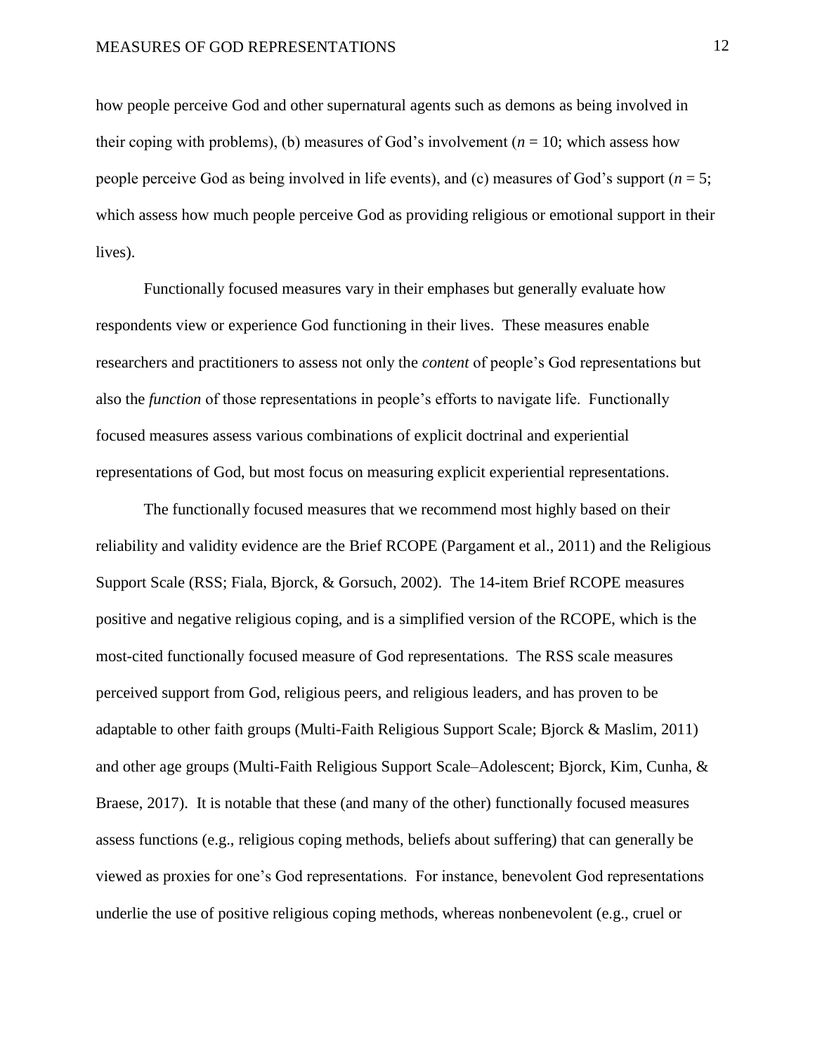how people perceive God and other supernatural agents such as demons as being involved in their coping with problems), (b) measures of God's involvement ($n = 10$; which assess how people perceive God as being involved in life events), and (c) measures of God's support ($n = 5$; which assess how much people perceive God as providing religious or emotional support in their lives).

Functionally focused measures vary in their emphases but generally evaluate how respondents view or experience God functioning in their lives. These measures enable researchers and practitioners to assess not only the *content* of people's God representations but also the *function* of those representations in people's efforts to navigate life. Functionally focused measures assess various combinations of explicit doctrinal and experiential representations of God, but most focus on measuring explicit experiential representations.

The functionally focused measures that we recommend most highly based on their reliability and validity evidence are the Brief RCOPE (Pargament et al., 2011) and the Religious Support Scale (RSS; Fiala, Bjorck, & Gorsuch, 2002). The 14-item Brief RCOPE measures positive and negative religious coping, and is a simplified version of the RCOPE, which is the most-cited functionally focused measure of God representations. The RSS scale measures perceived support from God, religious peers, and religious leaders, and has proven to be adaptable to other faith groups (Multi-Faith Religious Support Scale; Bjorck & Maslim, 2011) and other age groups (Multi-Faith Religious Support Scale–Adolescent; Bjorck, Kim, Cunha, & Braese, 2017). It is notable that these (and many of the other) functionally focused measures assess functions (e.g., religious coping methods, beliefs about suffering) that can generally be viewed as proxies for one's God representations. For instance, benevolent God representations underlie the use of positive religious coping methods, whereas nonbenevolent (e.g., cruel or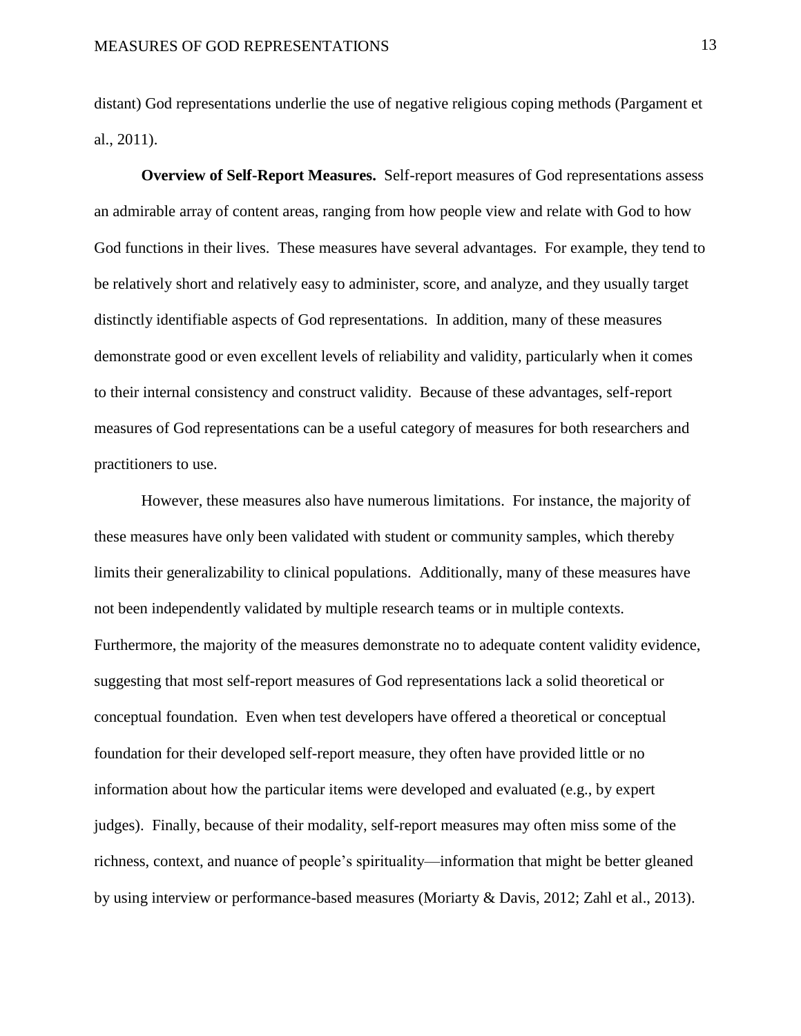distant) God representations underlie the use of negative religious coping methods (Pargament et al., 2011).

**Overview of Self-Report Measures.** Self-report measures of God representations assess an admirable array of content areas, ranging from how people view and relate with God to how God functions in their lives. These measures have several advantages. For example, they tend to be relatively short and relatively easy to administer, score, and analyze, and they usually target distinctly identifiable aspects of God representations. In addition, many of these measures demonstrate good or even excellent levels of reliability and validity, particularly when it comes to their internal consistency and construct validity. Because of these advantages, self-report measures of God representations can be a useful category of measures for both researchers and practitioners to use.

However, these measures also have numerous limitations. For instance, the majority of these measures have only been validated with student or community samples, which thereby limits their generalizability to clinical populations. Additionally, many of these measures have not been independently validated by multiple research teams or in multiple contexts. Furthermore, the majority of the measures demonstrate no to adequate content validity evidence, suggesting that most self-report measures of God representations lack a solid theoretical or conceptual foundation. Even when test developers have offered a theoretical or conceptual foundation for their developed self-report measure, they often have provided little or no information about how the particular items were developed and evaluated (e.g., by expert judges). Finally, because of their modality, self-report measures may often miss some of the richness, context, and nuance of people's spirituality—information that might be better gleaned by using interview or performance-based measures (Moriarty & Davis, 2012; Zahl et al., 2013).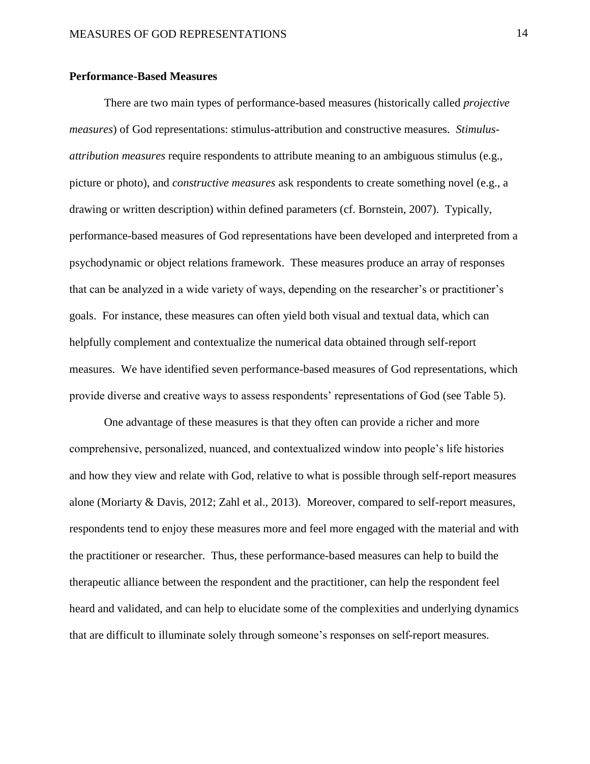**Performance-Based Measures**

There are two main types of performance-based measures (historically called *projective measures*) of God representations: stimulus-attribution and constructive measures. *Stimulus-attribution measures* require respondents to attribute meaning to an ambiguous stimulus (e.g., picture or photo), and *constructive measures* ask respondents to create something novel (e.g., a drawing or written description) within defined parameters (cf. Bornstein, 2007). Typically, performance-based measures of God representations have been developed and interpreted from a psychodynamic or object relations framework. These measures produce an array of responses that can be analyzed in a wide variety of ways, depending on the researcher's or practitioner's goals. For instance, these measures can often yield both visual and textual data, which can helpfully complement and contextualize the numerical data obtained through self-report measures. We have identified seven performance-based measures of God representations, which provide diverse and creative ways to assess respondents' representations of God (see Table 5).

One advantage of these measures is that they often can provide a richer and more comprehensive, personalized, nuanced, and contextualized window into people's life histories and how they view and relate with God, relative to what is possible through self-report measures alone (Moriarty & Davis, 2012; Zahl et al., 2013). Moreover, compared to self-report measures, respondents tend to enjoy these measures more and feel more engaged with the material and with the practitioner or researcher. Thus, these performance-based measures can help to build the therapeutic alliance between the respondent and the practitioner, can help the respondent feel heard and validated, and can help to elucidate some of the complexities and underlying dynamics that are difficult to illuminate solely through someone's responses on self-report measures.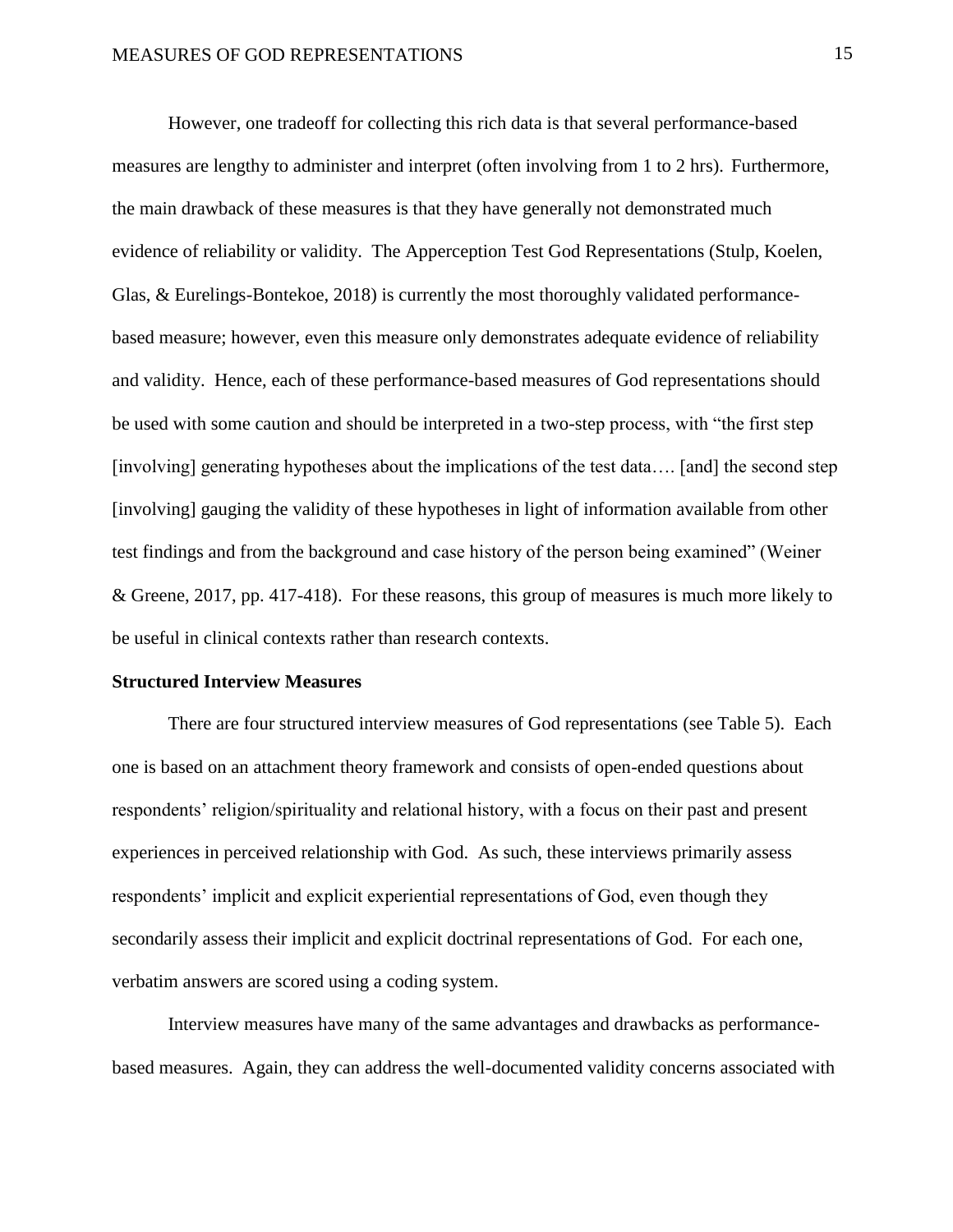However, one tradeoff for collecting this rich data is that several performance-based measures are lengthy to administer and interpret (often involving from 1 to 2 hrs). Furthermore, the main drawback of these measures is that they have generally not demonstrated much evidence of reliability or validity. The Apperception Test God Representations (Stulp, Koelen, Glas, & Eurelings-Bontekoe, 2018) is currently the most thoroughly validated performance-based measure; however, even this measure only demonstrates adequate evidence of reliability and validity. Hence, each of these performance-based measures of God representations should be used with some caution and should be interpreted in a two-step process, with "the first step [involving] generating hypotheses about the implications of the test data…. [and] the second step [involving] gauging the validity of these hypotheses in light of information available from other test findings and from the background and case history of the person being examined" (Weiner & Greene, 2017, pp. 417-418). For these reasons, this group of measures is much more likely to be useful in clinical contexts rather than research contexts.

**Structured Interview Measures**

There are four structured interview measures of God representations (see Table 5). Each one is based on an attachment theory framework and consists of open-ended questions about respondents' religion/spirituality and relational history, with a focus on their past and present experiences in perceived relationship with God. As such, these interviews primarily assess respondents' implicit and explicit experiential representations of God, even though they secondarily assess their implicit and explicit doctrinal representations of God. For each one, verbatim answers are scored using a coding system.

Interview measures have many of the same advantages and drawbacks as performance-based measures. Again, they can address the well-documented validity concerns associated with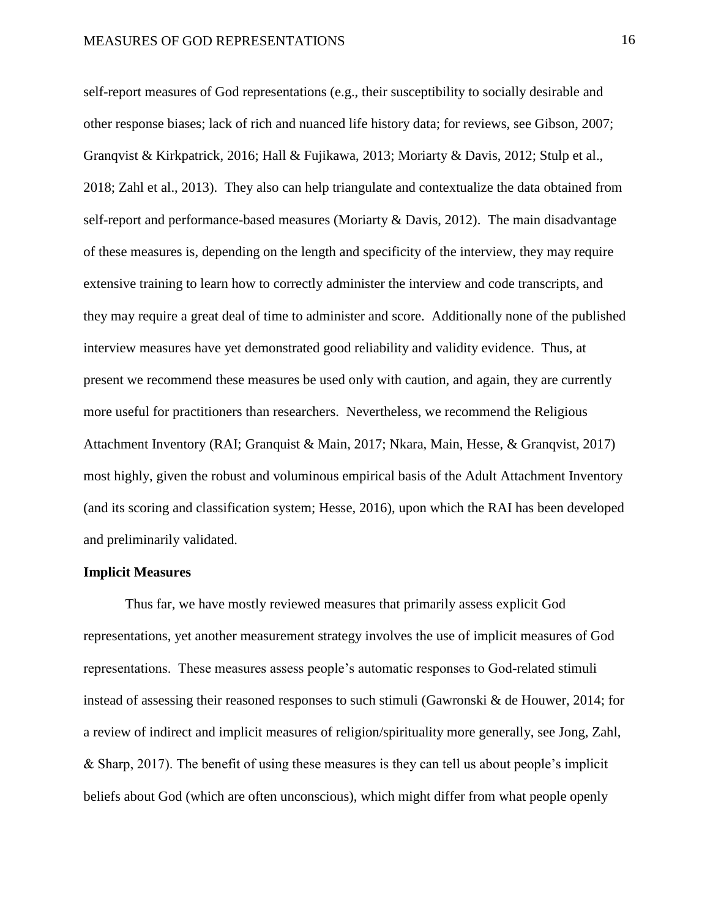self-report measures of God representations (e.g., their susceptibility to socially desirable and other response biases; lack of rich and nuanced life history data; for reviews, see Gibson, 2007; Granqvist & Kirkpatrick, 2016; Hall & Fujikawa, 2013; Moriarty & Davis, 2012; Stulp et al., 2018; Zahl et al., 2013). They also can help triangulate and contextualize the data obtained from self-report and performance-based measures (Moriarty & Davis, 2012). The main disadvantage of these measures is, depending on the length and specificity of the interview, they may require extensive training to learn how to correctly administer the interview and code transcripts, and they may require a great deal of time to administer and score. Additionally none of the published interview measures have yet demonstrated good reliability and validity evidence. Thus, at present we recommend these measures be used only with caution, and again, they are currently more useful for practitioners than researchers. Nevertheless, we recommend the Religious Attachment Inventory (RAI; Granquist & Main, 2017; Nkara, Main, Hesse, & Granqvist, 2017) most highly, given the robust and voluminous empirical basis of the Adult Attachment Inventory (and its scoring and classification system; Hesse, 2016), upon which the RAI has been developed and preliminarily validated.

**Implicit Measures**

Thus far, we have mostly reviewed measures that primarily assess explicit God representations, yet another measurement strategy involves the use of implicit measures of God representations. These measures assess people's automatic responses to God-related stimuli instead of assessing their reasoned responses to such stimuli (Gawronski & de Houwer, 2014; for a review of indirect and implicit measures of religion/spirituality more generally, see Jong, Zahl, & Sharp, 2017). The benefit of using these measures is they can tell us about people's implicit beliefs about God (which are often unconscious), which might differ from what people openly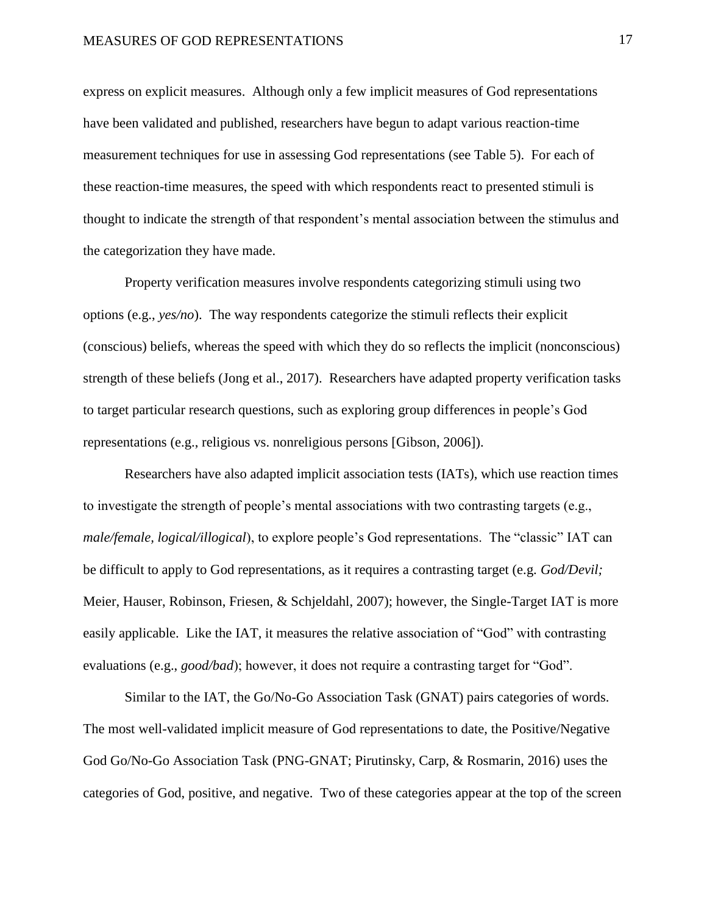express on explicit measures. Although only a few implicit measures of God representations have been validated and published, researchers have begun to adapt various reaction-time measurement techniques for use in assessing God representations (see Table 5). For each of these reaction-time measures, the speed with which respondents react to presented stimuli is thought to indicate the strength of that respondent's mental association between the stimulus and the categorization they have made.

Property verification measures involve respondents categorizing stimuli using two options (e.g., *yes/no*). The way respondents categorize the stimuli reflects their explicit (conscious) beliefs, whereas the speed with which they do so reflects the implicit (nonconscious) strength of these beliefs (Jong et al., 2017). Researchers have adapted property verification tasks to target particular research questions, such as exploring group differences in people's God representations (e.g., religious vs. nonreligious persons [Gibson, 2006]).

Researchers have also adapted implicit association tests (IATs), which use reaction times to investigate the strength of people's mental associations with two contrasting targets (e.g., *male/female, logical/illogical*), to explore people's God representations. The "classic" IAT can be difficult to apply to God representations, as it requires a contrasting target (e.g. *God/Devil;* Meier, Hauser, Robinson, Friesen, & Schjeldahl, 2007); however, the Single-Target IAT is more easily applicable. Like the IAT, it measures the relative association of "God" with contrasting evaluations (e.g., *good/bad*); however, it does not require a contrasting target for "God".

Similar to the IAT, the Go/No-Go Association Task (GNAT) pairs categories of words. The most well-validated implicit measure of God representations to date, the Positive/Negative God Go/No-Go Association Task (PNG-GNAT; Pirutinsky, Carp, & Rosmarin, 2016) uses the categories of God, positive, and negative. Two of these categories appear at the top of the screen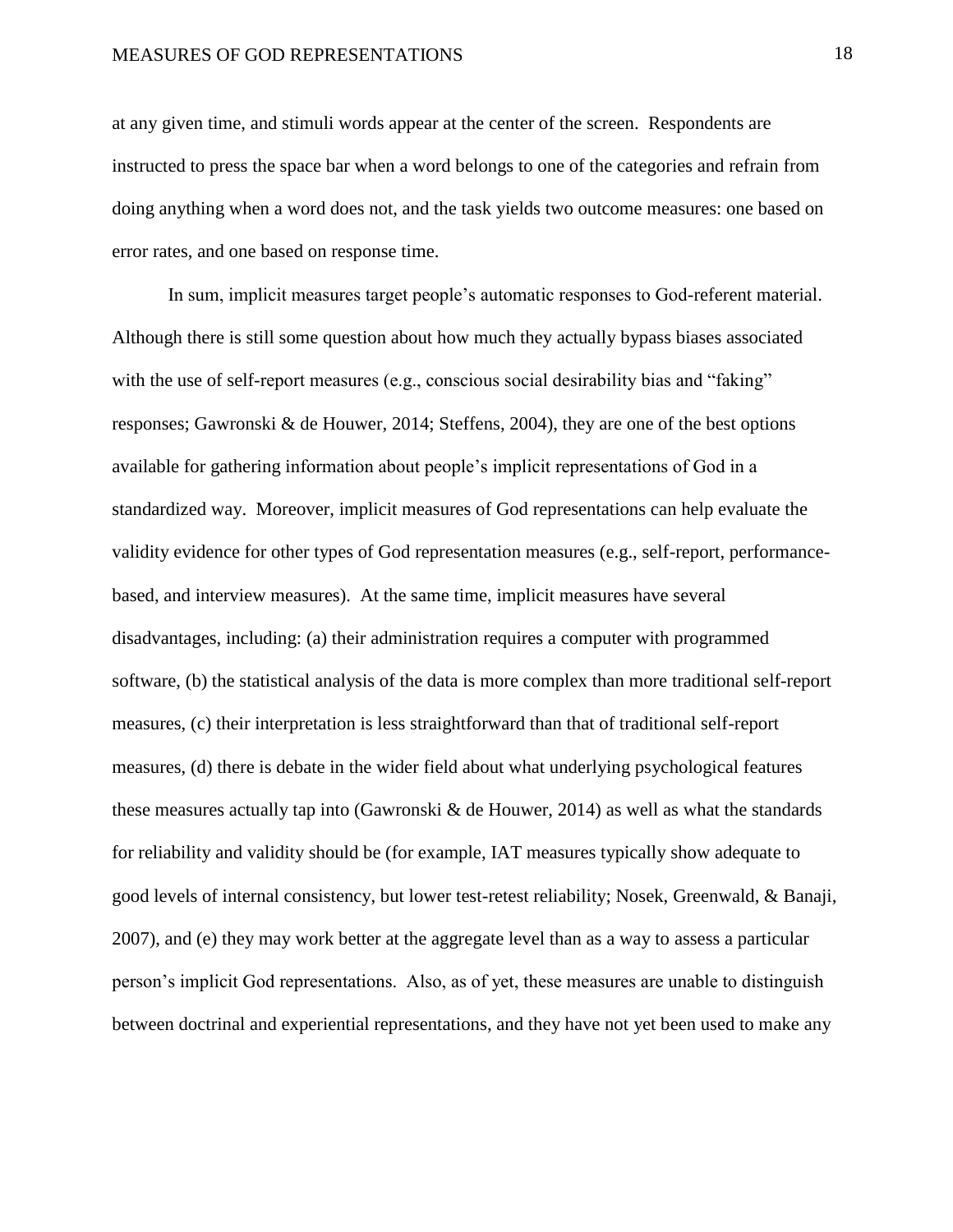at any given time, and stimuli words appear at the center of the screen. Respondents are instructed to press the space bar when a word belongs to one of the categories and refrain from doing anything when a word does not, and the task yields two outcome measures: one based on error rates, and one based on response time.

In sum, implicit measures target people's automatic responses to God-referent material. Although there is still some question about how much they actually bypass biases associated with the use of self-report measures (e.g., conscious social desirability bias and "faking" responses; Gawronski & de Houwer, 2014; Steffens, 2004), they are one of the best options available for gathering information about people's implicit representations of God in a standardized way. Moreover, implicit measures of God representations can help evaluate the validity evidence for other types of God representation measures (e.g., self-report, performance-based, and interview measures). At the same time, implicit measures have several disadvantages, including: (a) their administration requires a computer with programmed software, (b) the statistical analysis of the data is more complex than more traditional self-report measures, (c) their interpretation is less straightforward than that of traditional self-report measures, (d) there is debate in the wider field about what underlying psychological features these measures actually tap into (Gawronski & de Houwer, 2014) as well as what the standards for reliability and validity should be (for example, IAT measures typically show adequate to good levels of internal consistency, but lower test-retest reliability; Nosek, Greenwald, & Banaji, 2007), and (e) they may work better at the aggregate level than as a way to assess a particular person's implicit God representations. Also, as of yet, these measures are unable to distinguish between doctrinal and experiential representations, and they have not yet been used to make any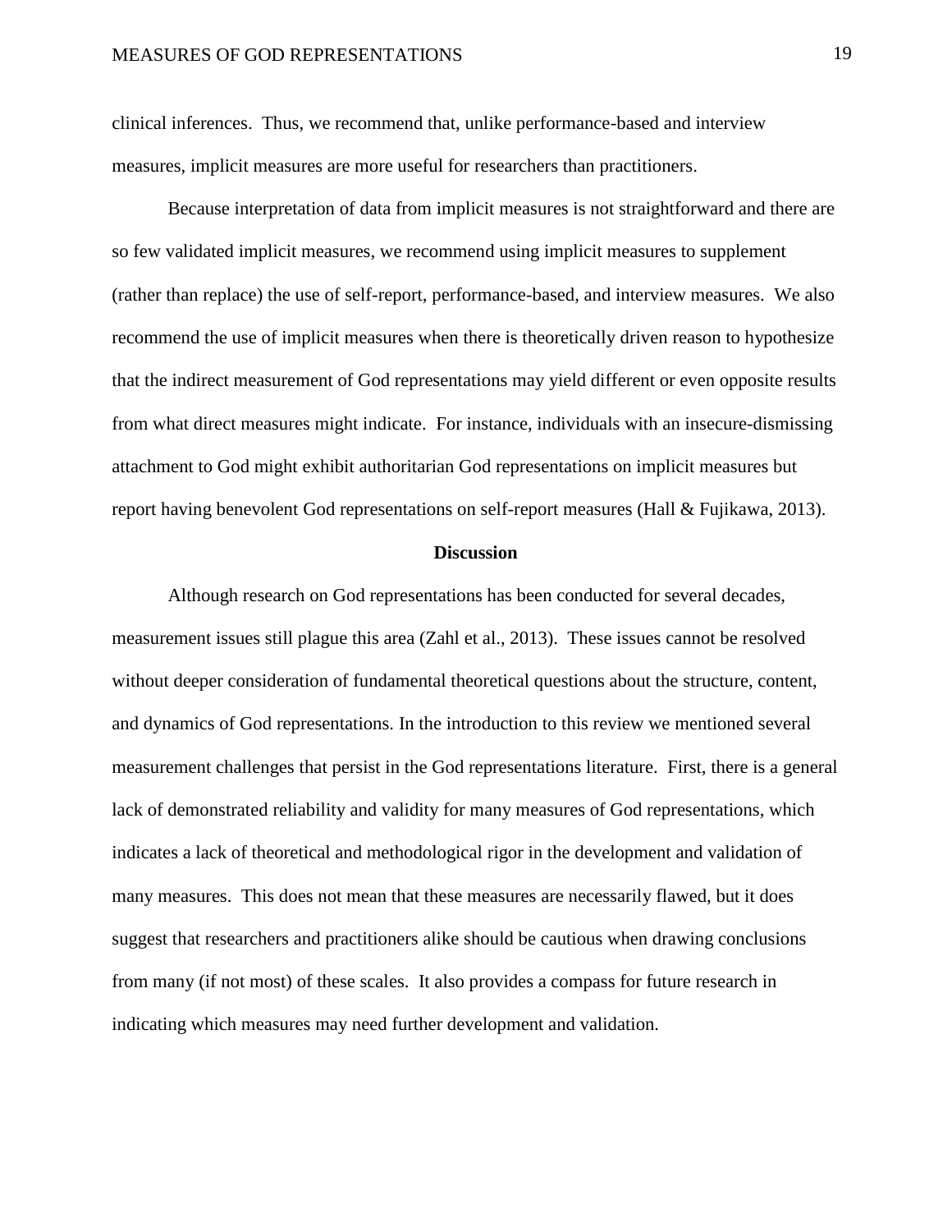clinical inferences. Thus, we recommend that, unlike performance-based and interview measures, implicit measures are more useful for researchers than practitioners.

Because interpretation of data from implicit measures is not straightforward and there are so few validated implicit measures, we recommend using implicit measures to supplement (rather than replace) the use of self-report, performance-based, and interview measures. We also recommend the use of implicit measures when there is theoretically driven reason to hypothesize that the indirect measurement of God representations may yield different or even opposite results from what direct measures might indicate. For instance, individuals with an insecure-dismissing attachment to God might exhibit authoritarian God representations on implicit measures but report having benevolent God representations on self-report measures (Hall & Fujikawa, 2013).

## Discussion

Although research on God representations has been conducted for several decades, measurement issues still plague this area (Zahl et al., 2013). These issues cannot be resolved without deeper consideration of fundamental theoretical questions about the structure, content, and dynamics of God representations. In the introduction to this review we mentioned several measurement challenges that persist in the God representations literature. First, there is a general lack of demonstrated reliability and validity for many measures of God representations, which indicates a lack of theoretical and methodological rigor in the development and validation of many measures. This does not mean that these measures are necessarily flawed, but it does suggest that researchers and practitioners alike should be cautious when drawing conclusions from many (if not most) of these scales. It also provides a compass for future research in indicating which measures may need further development and validation.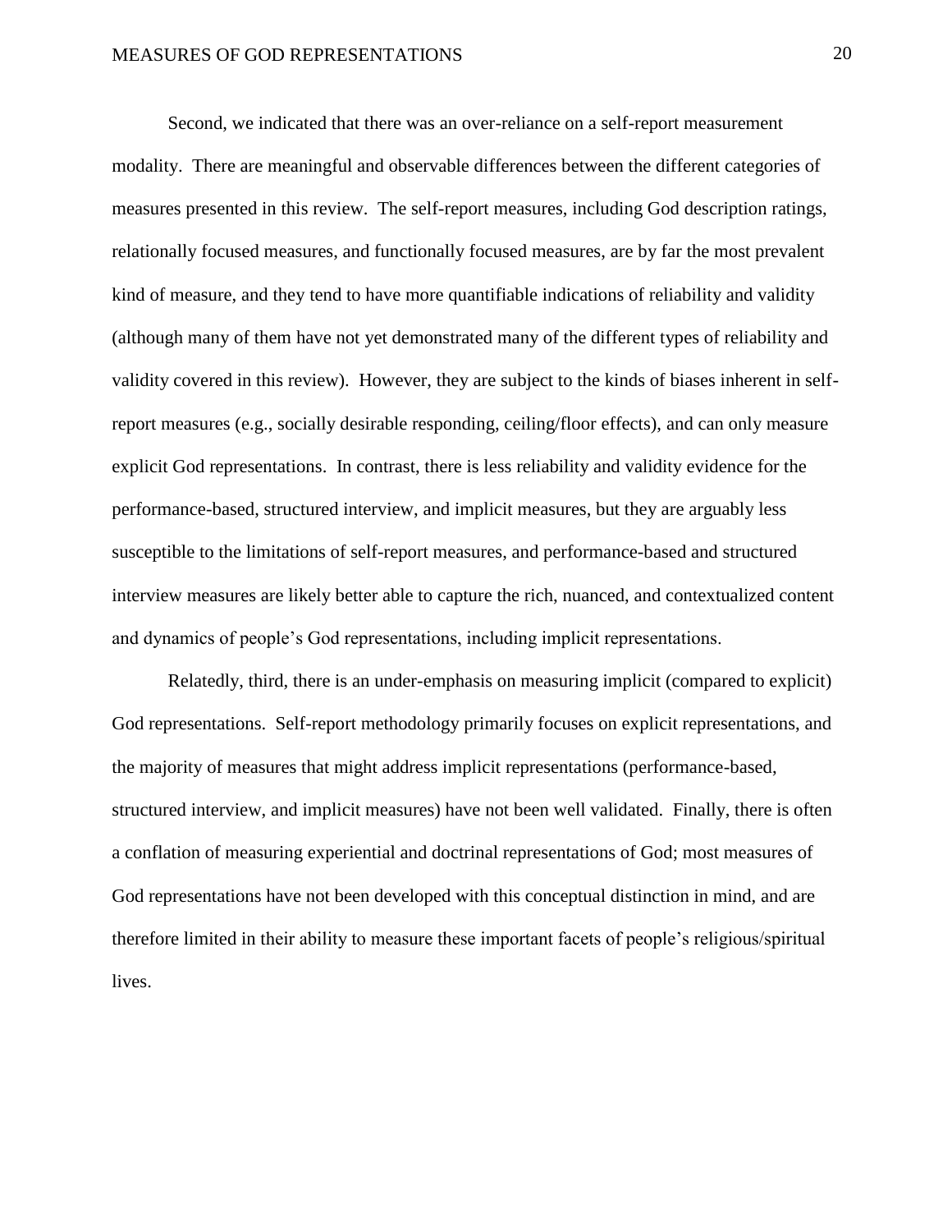Second, we indicated that there was an over-reliance on a self-report measurement modality. There are meaningful and observable differences between the different categories of measures presented in this review. The self-report measures, including God description ratings, relationally focused measures, and functionally focused measures, are by far the most prevalent kind of measure, and they tend to have more quantifiable indications of reliability and validity (although many of them have not yet demonstrated many of the different types of reliability and validity covered in this review). However, they are subject to the kinds of biases inherent in self-report measures (e.g., socially desirable responding, ceiling/floor effects), and can only measure explicit God representations. In contrast, there is less reliability and validity evidence for the performance-based, structured interview, and implicit measures, but they are arguably less susceptible to the limitations of self-report measures, and performance-based and structured interview measures are likely better able to capture the rich, nuanced, and contextualized content and dynamics of people's God representations, including implicit representations.

Relatedly, third, there is an under-emphasis on measuring implicit (compared to explicit) God representations. Self-report methodology primarily focuses on explicit representations, and the majority of measures that might address implicit representations (performance-based, structured interview, and implicit measures) have not been well validated. Finally, there is often a conflation of measuring experiential and doctrinal representations of God; most measures of God representations have not been developed with this conceptual distinction in mind, and are therefore limited in their ability to measure these important facets of people's religious/spiritual lives.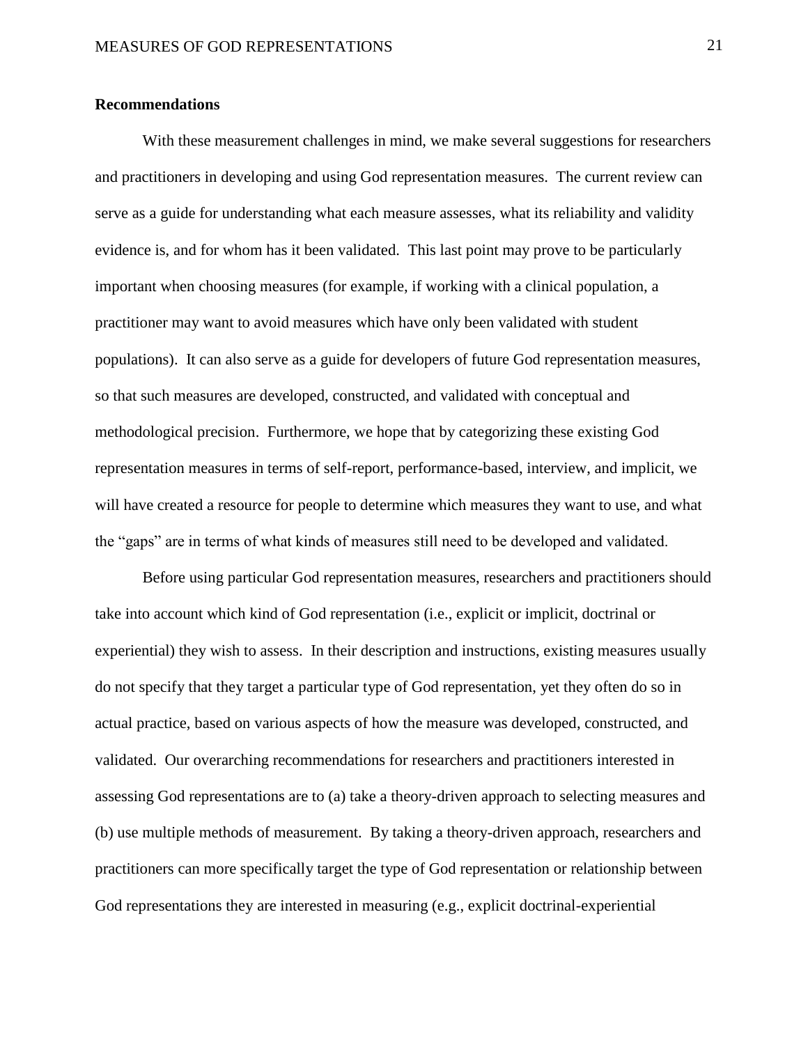**Recommendations**

With these measurement challenges in mind, we make several suggestions for researchers and practitioners in developing and using God representation measures. The current review can serve as a guide for understanding what each measure assesses, what its reliability and validity evidence is, and for whom has it been validated. This last point may prove to be particularly important when choosing measures (for example, if working with a clinical population, a practitioner may want to avoid measures which have only been validated with student populations). It can also serve as a guide for developers of future God representation measures, so that such measures are developed, constructed, and validated with conceptual and methodological precision. Furthermore, we hope that by categorizing these existing God representation measures in terms of self-report, performance-based, interview, and implicit, we will have created a resource for people to determine which measures they want to use, and what the "gaps" are in terms of what kinds of measures still need to be developed and validated.

Before using particular God representation measures, researchers and practitioners should take into account which kind of God representation (i.e., explicit or implicit, doctrinal or experiential) they wish to assess. In their description and instructions, existing measures usually do not specify that they target a particular type of God representation, yet they often do so in actual practice, based on various aspects of how the measure was developed, constructed, and validated. Our overarching recommendations for researchers and practitioners interested in assessing God representations are to (a) take a theory-driven approach to selecting measures and (b) use multiple methods of measurement. By taking a theory-driven approach, researchers and practitioners can more specifically target the type of God representation or relationship between God representations they are interested in measuring (e.g., explicit doctrinal-experiential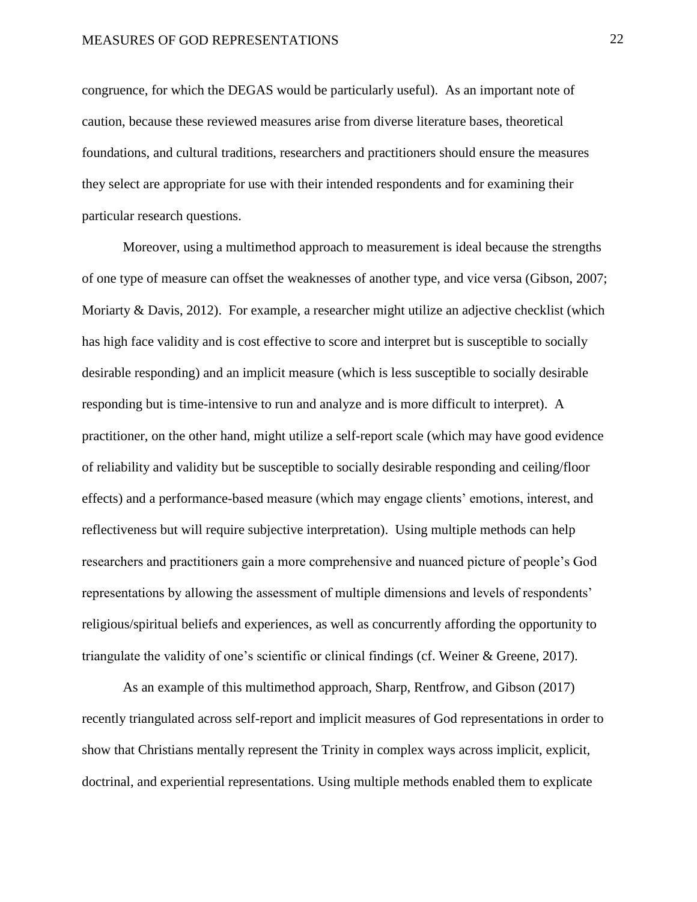congruence, for which the DEGAS would be particularly useful). As an important note of caution, because these reviewed measures arise from diverse literature bases, theoretical foundations, and cultural traditions, researchers and practitioners should ensure the measures they select are appropriate for use with their intended respondents and for examining their particular research questions.

Moreover, using a multimethod approach to measurement is ideal because the strengths of one type of measure can offset the weaknesses of another type, and vice versa (Gibson, 2007; Moriarty & Davis, 2012). For example, a researcher might utilize an adjective checklist (which has high face validity and is cost effective to score and interpret but is susceptible to socially desirable responding) and an implicit measure (which is less susceptible to socially desirable responding but is time-intensive to run and analyze and is more difficult to interpret). A practitioner, on the other hand, might utilize a self-report scale (which may have good evidence of reliability and validity but be susceptible to socially desirable responding and ceiling/floor effects) and a performance-based measure (which may engage clients' emotions, interest, and reflectiveness but will require subjective interpretation). Using multiple methods can help researchers and practitioners gain a more comprehensive and nuanced picture of people's God representations by allowing the assessment of multiple dimensions and levels of respondents' religious/spiritual beliefs and experiences, as well as concurrently affording the opportunity to triangulate the validity of one's scientific or clinical findings (cf. Weiner & Greene, 2017).

As an example of this multimethod approach, Sharp, Rentfrow, and Gibson (2017) recently triangulated across self-report and implicit measures of God representations in order to show that Christians mentally represent the Trinity in complex ways across implicit, explicit, doctrinal, and experiential representations. Using multiple methods enabled them to explicate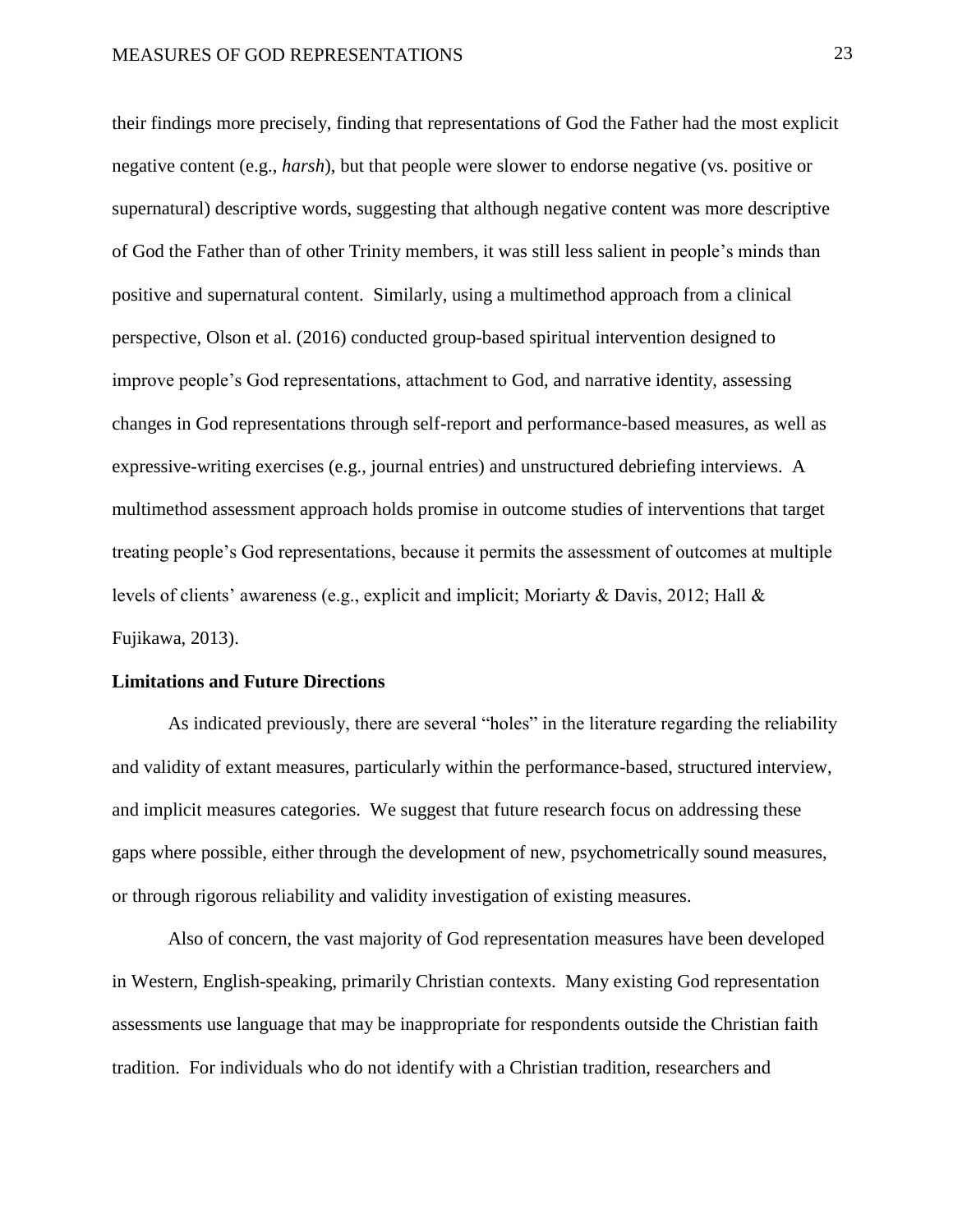their findings more precisely, finding that representations of God the Father had the most explicit negative content (e.g., *harsh*), but that people were slower to endorse negative (vs. positive or supernatural) descriptive words, suggesting that although negative content was more descriptive of God the Father than of other Trinity members, it was still less salient in people's minds than positive and supernatural content. Similarly, using a multimethod approach from a clinical perspective, Olson et al. (2016) conducted group-based spiritual intervention designed to improve people's God representations, attachment to God, and narrative identity, assessing changes in God representations through self-report and performance-based measures, as well as expressive-writing exercises (e.g., journal entries) and unstructured debriefing interviews. A multimethod assessment approach holds promise in outcome studies of interventions that target treating people's God representations, because it permits the assessment of outcomes at multiple levels of clients' awareness (e.g., explicit and implicit; Moriarty & Davis, 2012; Hall & Fujikawa, 2013).

## Limitations and Future Directions

As indicated previously, there are several "holes" in the literature regarding the reliability and validity of extant measures, particularly within the performance-based, structured interview, and implicit measures categories. We suggest that future research focus on addressing these gaps where possible, either through the development of new, psychometrically sound measures, or through rigorous reliability and validity investigation of existing measures.

Also of concern, the vast majority of God representation measures have been developed in Western, English-speaking, primarily Christian contexts. Many existing God representation assessments use language that may be inappropriate for respondents outside the Christian faith tradition. For individuals who do not identify with a Christian tradition, researchers and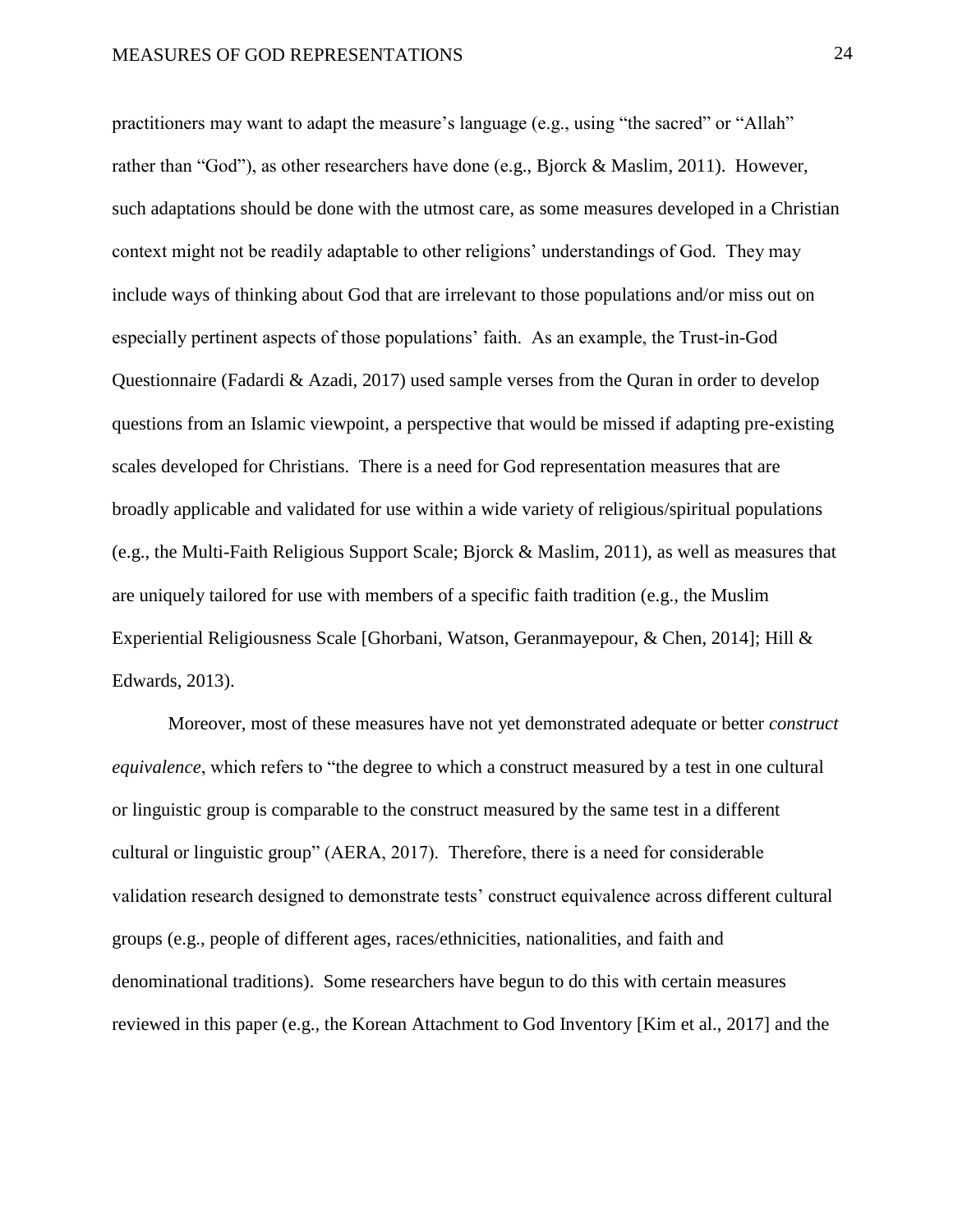practitioners may want to adapt the measure's language (e.g., using "the sacred" or "Allah" rather than "God"), as other researchers have done (e.g., Bjorck & Maslim, 2011). However, such adaptations should be done with the utmost care, as some measures developed in a Christian context might not be readily adaptable to other religions' understandings of God. They may include ways of thinking about God that are irrelevant to those populations and/or miss out on especially pertinent aspects of those populations' faith. As an example, the Trust-in-God Questionnaire (Fadardi & Azadi, 2017) used sample verses from the Quran in order to develop questions from an Islamic viewpoint, a perspective that would be missed if adapting pre-existing scales developed for Christians. There is a need for God representation measures that are broadly applicable and validated for use within a wide variety of religious/spiritual populations (e.g., the Multi-Faith Religious Support Scale; Bjorck & Maslim, 2011), as well as measures that are uniquely tailored for use with members of a specific faith tradition (e.g., the Muslim Experiential Religiousness Scale [Ghorbani, Watson, Geranmayepour, & Chen, 2014]; Hill & Edwards, 2013).

Moreover, most of these measures have not yet demonstrated adequate or better *construct equivalence*, which refers to "the degree to which a construct measured by a test in one cultural or linguistic group is comparable to the construct measured by the same test in a different cultural or linguistic group" (AERA, 2017). Therefore, there is a need for considerable validation research designed to demonstrate tests' construct equivalence across different cultural groups (e.g., people of different ages, races/ethnicities, nationalities, and faith and denominational traditions). Some researchers have begun to do this with certain measures reviewed in this paper (e.g., the Korean Attachment to God Inventory [Kim et al., 2017] and the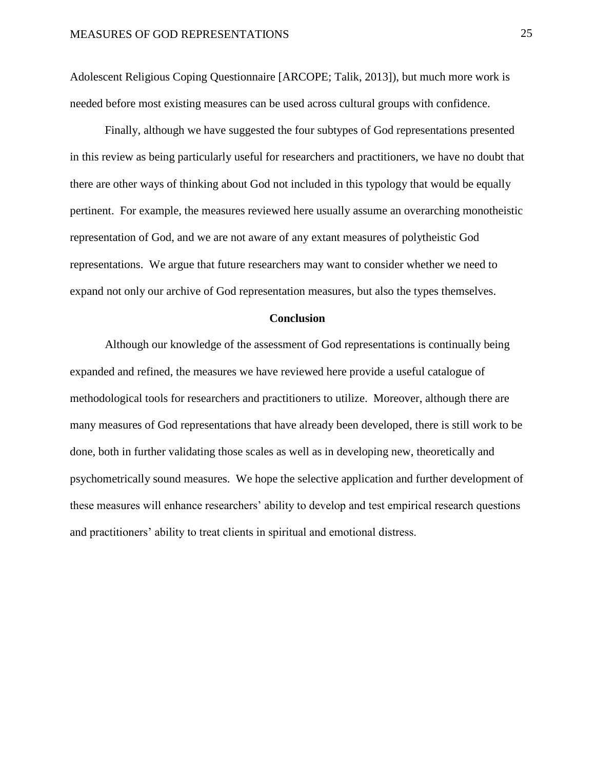Adolescent Religious Coping Questionnaire [ARCOPE; Talik, 2013]), but much more work is needed before most existing measures can be used across cultural groups with confidence.

Finally, although we have suggested the four subtypes of God representations presented in this review as being particularly useful for researchers and practitioners, we have no doubt that there are other ways of thinking about God not included in this typology that would be equally pertinent. For example, the measures reviewed here usually assume an overarching monotheistic representation of God, and we are not aware of any extant measures of polytheistic God representations. We argue that future researchers may want to consider whether we need to expand not only our archive of God representation measures, but also the types themselves.

## Conclusion

Although our knowledge of the assessment of God representations is continually being expanded and refined, the measures we have reviewed here provide a useful catalogue of methodological tools for researchers and practitioners to utilize. Moreover, although there are many measures of God representations that have already been developed, there is still work to be done, both in further validating those scales as well as in developing new, theoretically and psychometrically sound measures. We hope the selective application and further development of these measures will enhance researchers' ability to develop and test empirical research questions and practitioners' ability to treat clients in spiritual and emotional distress.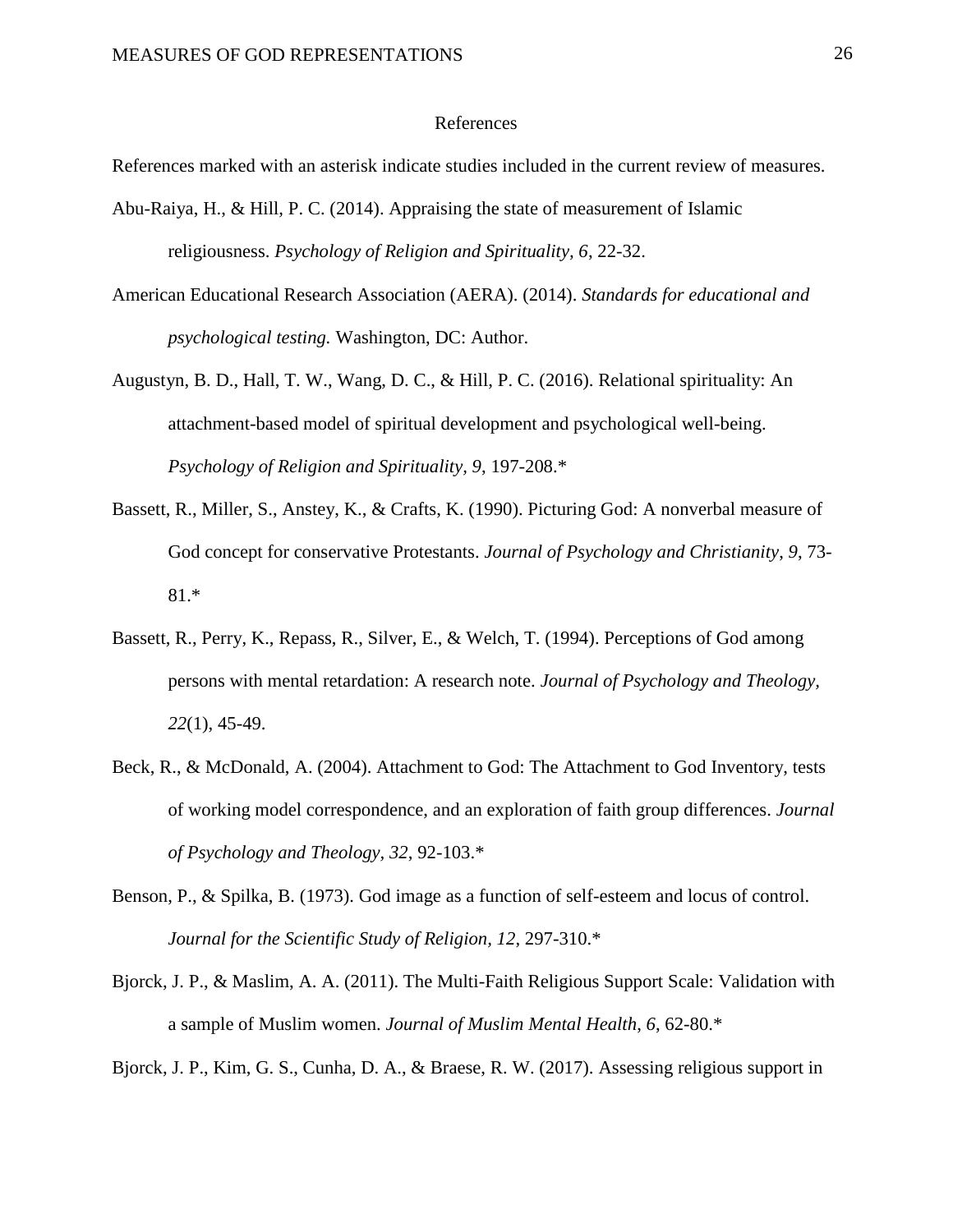# References

References marked with an asterisk indicate studies included in the current review of measures.

Abu-Raiya, H., & Hill, P. C. (2014). Appraising the state of measurement of Islamic religiousness. *Psychology of Religion and Spirituality, 6*, 22-32.

American Educational Research Association (AERA). (2014). *Standards for educational and psychological testing.* Washington, DC: Author.

Augustyn, B. D., Hall, T. W., Wang, D. C., & Hill, P. C. (2016). Relational spirituality: An attachment-based model of spiritual development and psychological well-being. *Psychology of Religion and Spirituality, 9*, 197-208.*

Bassett, R., Miller, S., Anstey, K., & Crafts, K. (1990). Picturing God: A nonverbal measure of God concept for conservative Protestants. *Journal of Psychology and Christianity*, *9*, 73-81.*

Bassett, R., Perry, K., Repass, R., Silver, E., & Welch, T. (1994). Perceptions of God among persons with mental retardation: A research note. *Journal of Psychology and Theology, 22*(1), 45-49.

Beck, R., & McDonald, A. (2004). Attachment to God: The Attachment to God Inventory, tests of working model correspondence, and an exploration of faith group differences. *Journal of Psychology and Theology*, *32*, 92-103.*

Benson, P., & Spilka, B. (1973). God image as a function of self-esteem and locus of control. *Journal for the Scientific Study of Religion, 12*, 297-310.*

Bjorck, J. P., & Maslim, A. A. (2011). The Multi-Faith Religious Support Scale: Validation with a sample of Muslim women. *Journal of Muslim Mental Health*, *6*, 62-80.*

Bjorck, J. P., Kim, G. S., Cunha, D. A., & Braese, R. W. (2017). Assessing religious support in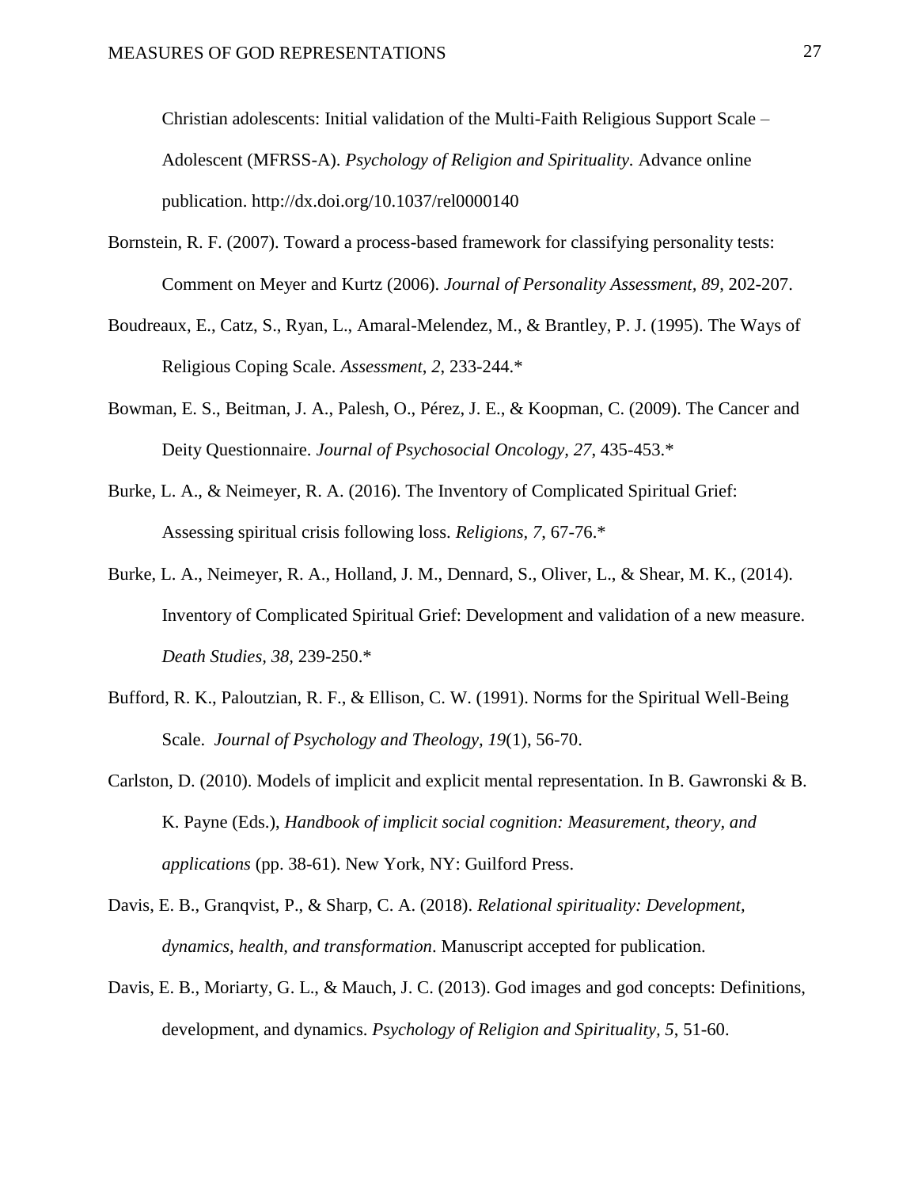Christian adolescents: Initial validation of the Multi-Faith Religious Support Scale – Adolescent (MFRSS-A). *Psychology of Religion and Spirituality.* Advance online publication. http://dx.doi.org/10.1037/rel0000140

Bornstein, R. F. (2007). Toward a process-based framework for classifying personality tests: Comment on Meyer and Kurtz (2006). *Journal of Personality Assessment, 89*, 202-207.

Boudreaux, E., Catz, S., Ryan, L., Amaral-Melendez, M., & Brantley, P. J. (1995). The Ways of Religious Coping Scale. *Assessment*, *2*, 233-244.*

Bowman, E. S., Beitman, J. A., Palesh, O., Pérez, J. E., & Koopman, C. (2009). The Cancer and Deity Questionnaire. *Journal of Psychosocial Oncology, 27*, 435-453.*

Burke, L. A., & Neimeyer, R. A. (2016). The Inventory of Complicated Spiritual Grief: Assessing spiritual crisis following loss. *Religions, 7,* 67-76.*

Burke, L. A., Neimeyer, R. A., Holland, J. M., Dennard, S., Oliver, L., & Shear, M. K., (2014). Inventory of Complicated Spiritual Grief: Development and validation of a new measure. *Death Studies, 38,* 239-250.*

Bufford, R. K., Paloutzian, R. F., & Ellison, C. W. (1991). Norms for the Spiritual Well-Being Scale. *Journal of Psychology and Theology, 19*(1), 56-70.

Carlston, D. (2010). Models of implicit and explicit mental representation. In B. Gawronski & B. K. Payne (Eds.), *Handbook of implicit social cognition: Measurement, theory, and applications* (pp. 38-61). New York, NY: Guilford Press.

Davis, E. B., Granqvist, P., & Sharp, C. A. (2018). *Relational spirituality: Development, dynamics, health, and transformation*. Manuscript accepted for publication.

Davis, E. B., Moriarty, G. L., & Mauch, J. C. (2013). God images and god concepts: Definitions, development, and dynamics. *Psychology of Religion and Spirituality, 5*, 51-60.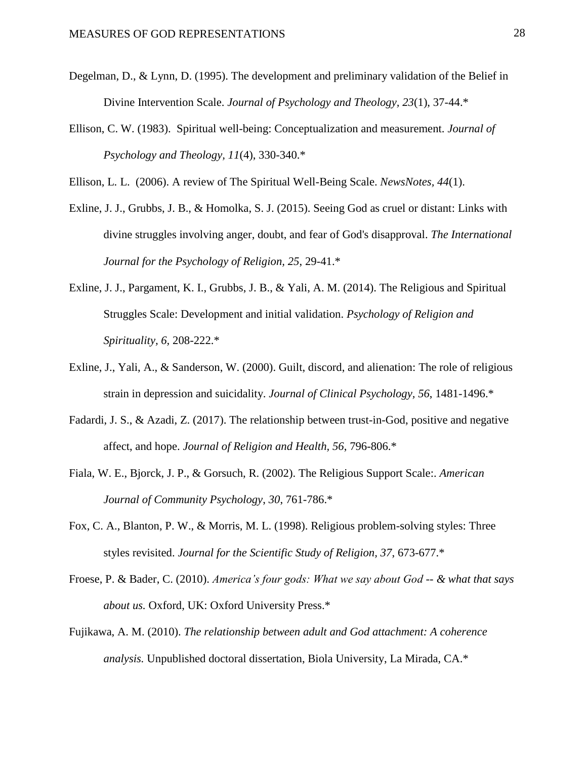Degelman, D., & Lynn, D. (1995). The development and preliminary validation of the Belief in Divine Intervention Scale. *Journal of Psychology and Theology*, *23*(1), 37-44.*

Ellison, C. W. (1983). Spiritual well-being: Conceptualization and measurement. *Journal of Psychology and Theology, 11*(4), 330-340.*

Ellison, L. L. (2006). A review of The Spiritual Well-Being Scale. *NewsNotes*, *44*(1).

Exline, J. J., Grubbs, J. B., & Homolka, S. J. (2015). Seeing God as cruel or distant: Links with divine struggles involving anger, doubt, and fear of God's disapproval. *The International Journal for the Psychology of Religion*, *25*, 29-41.*

Exline, J. J., Pargament, K. I., Grubbs, J. B., & Yali, A. M. (2014). The Religious and Spiritual Struggles Scale: Development and initial validation. *Psychology of Religion and Spirituality, 6*, 208-222.*

Exline, J., Yali, A., & Sanderson, W. (2000). Guilt, discord, and alienation: The role of religious strain in depression and suicidality. *Journal of Clinical Psychology, 56*, 1481-1496.*

Fadardi, J. S., & Azadi, Z. (2017). The relationship between trust-in-God, positive and negative affect, and hope. *Journal of Religion and Health, 56*, 796-806.*

Fiala, W. E., Bjorck, J. P., & Gorsuch, R. (2002). The Religious Support Scale:. *American Journal of Community Psychology*, *30*, 761-786.*

Fox, C. A., Blanton, P. W., & Morris, M. L. (1998). Religious problem-solving styles: Three styles revisited. *Journal for the Scientific Study of Religion, 37*, 673-677.*

Froese, P. & Bader, C. (2010). *America's four gods: What we say about God -- & what that says about us.* Oxford, UK: Oxford University Press.*

Fujikawa, A. M. (2010). *The relationship between adult and God attachment: A coherence analysis.* Unpublished doctoral dissertation, Biola University, La Mirada, CA.*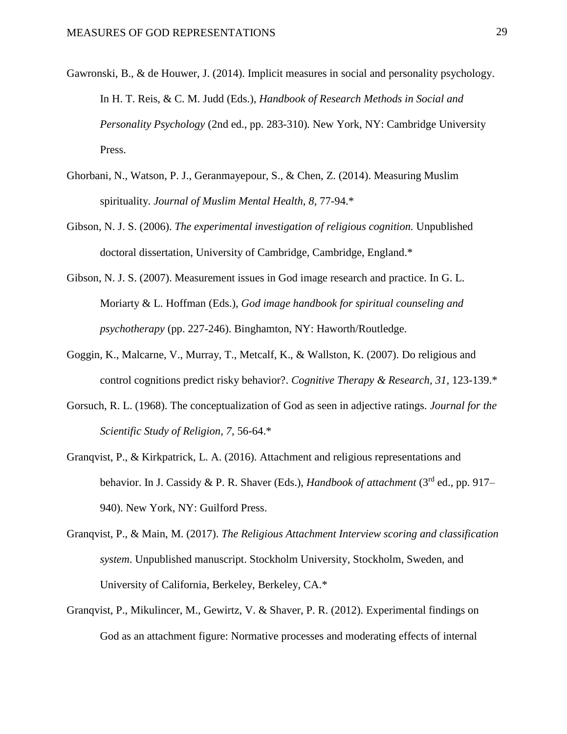Gawronski, B., & de Houwer, J. (2014). Implicit measures in social and personality psychology. In H. T. Reis, & C. M. Judd (Eds.), *Handbook of Research Methods in Social and Personality Psychology* (2nd ed., pp. 283-310). New York, NY: Cambridge University Press.

Ghorbani, N., Watson, P. J., Geranmayepour, S., & Chen, Z. (2014). Measuring Muslim spirituality. *Journal of Muslim Mental Health, 8*, 77-94.*

Gibson, N. J. S. (2006). *The experimental investigation of religious cognition.* Unpublished doctoral dissertation, University of Cambridge, Cambridge, England.*

Gibson, N. J. S. (2007). Measurement issues in God image research and practice. In G. L. Moriarty & L. Hoffman (Eds.), *God image handbook for spiritual counseling and psychotherapy* (pp. 227-246). Binghamton, NY: Haworth/Routledge.

Goggin, K., Malcarne, V., Murray, T., Metcalf, K., & Wallston, K. (2007). Do religious and control cognitions predict risky behavior?. *Cognitive Therapy & Research, 31*, 123-139.*

Gorsuch, R. L. (1968). The conceptualization of God as seen in adjective ratings. *Journal for the Scientific Study of Religion, 7*, 56-64.*

Granqvist, P., & Kirkpatrick, L. A. (2016). Attachment and religious representations and behavior. In J. Cassidy & P. R. Shaver (Eds.), *Handbook of attachment* (3rd ed., pp. 917–940). New York, NY: Guilford Press.

Granqvist, P., & Main, M. (2017). *The Religious Attachment Interview scoring and classification system*. Unpublished manuscript. Stockholm University, Stockholm, Sweden, and University of California, Berkeley, Berkeley, CA.*

Granqvist, P., Mikulincer, M., Gewirtz, V. & Shaver, P. R. (2012). Experimental findings on God as an attachment figure: Normative processes and moderating effects of internal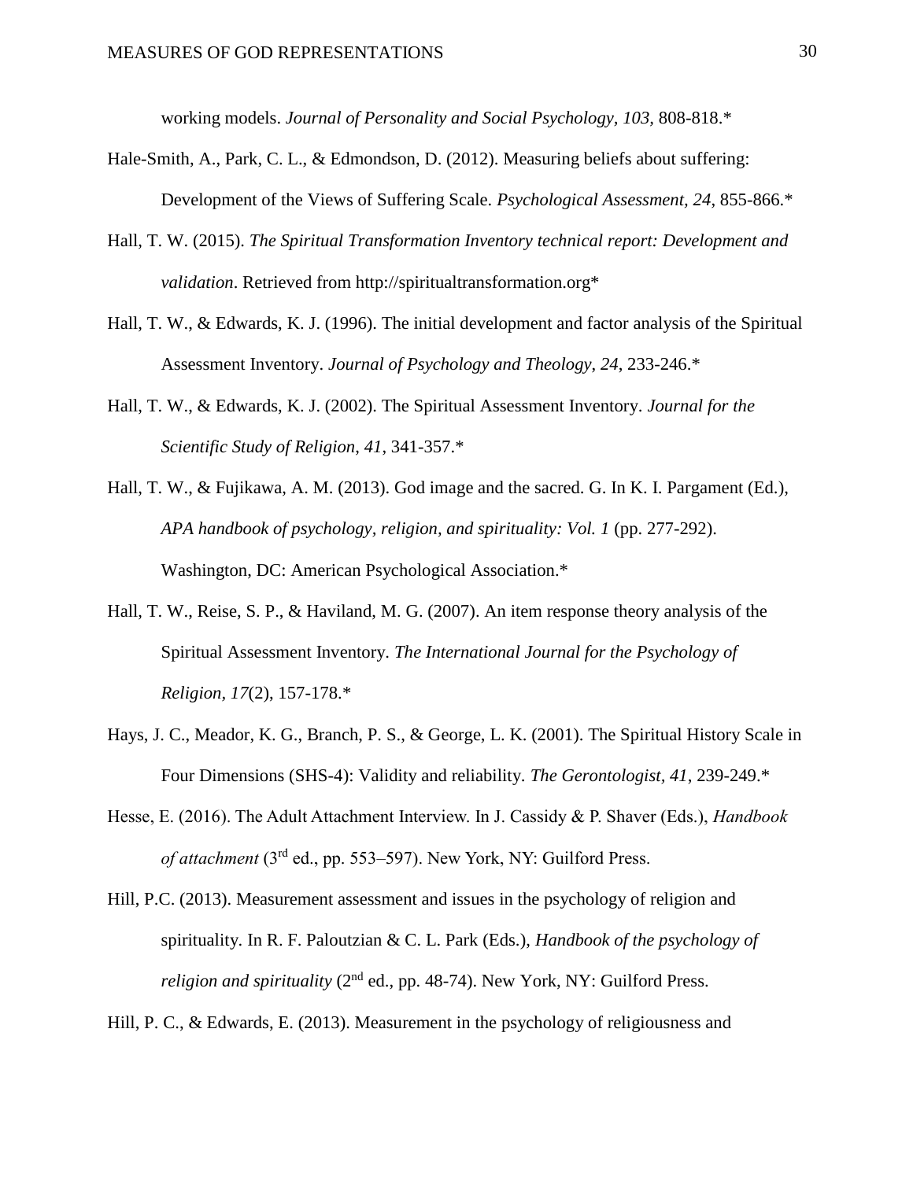working models. *Journal of Personality and Social Psychology, 103*, 808-818.*

Hale-Smith, A., Park, C. L., & Edmondson, D. (2012). Measuring beliefs about suffering: Development of the Views of Suffering Scale. *Psychological Assessment, 24*, 855-866.*

Hall, T. W. (2015). *The Spiritual Transformation Inventory technical report: Development and validation*. Retrieved from http://spiritualtransformation.org*

Hall, T. W., & Edwards, K. J. (1996). The initial development and factor analysis of the Spiritual Assessment Inventory. *Journal of Psychology and Theology*, *24*, 233-246.*

Hall, T. W., & Edwards, K. J. (2002). The Spiritual Assessment Inventory. *Journal for the Scientific Study of Religion*, *41*, 341-357.*

Hall, T. W., & Fujikawa, A. M. (2013). God image and the sacred. G. In K. I. Pargament (Ed.), *APA handbook of psychology, religion, and spirituality: Vol. 1* (pp. 277-292). Washington, DC: American Psychological Association.*

Hall, T. W., Reise, S. P., & Haviland, M. G. (2007). An item response theory analysis of the Spiritual Assessment Inventory. *The International Journal for the Psychology of Religion, 17*(2), 157-178.*

Hays, J. C., Meador, K. G., Branch, P. S., & George, L. K. (2001). The Spiritual History Scale in Four Dimensions (SHS-4): Validity and reliability. *The Gerontologist*, *41*, 239-249.*

Hesse, E. (2016). The Adult Attachment Interview. In J. Cassidy & P. Shaver (Eds.), *Handbook of attachment* (3rd ed., pp. 553–597). New York, NY: Guilford Press.

Hill, P.C. (2013). Measurement assessment and issues in the psychology of religion and spirituality. In R. F. Paloutzian & C. L. Park (Eds.), *Handbook of the psychology of religion and spirituality* (2nd ed., pp. 48-74). New York, NY: Guilford Press.

Hill, P. C., & Edwards, E. (2013). Measurement in the psychology of religiousness and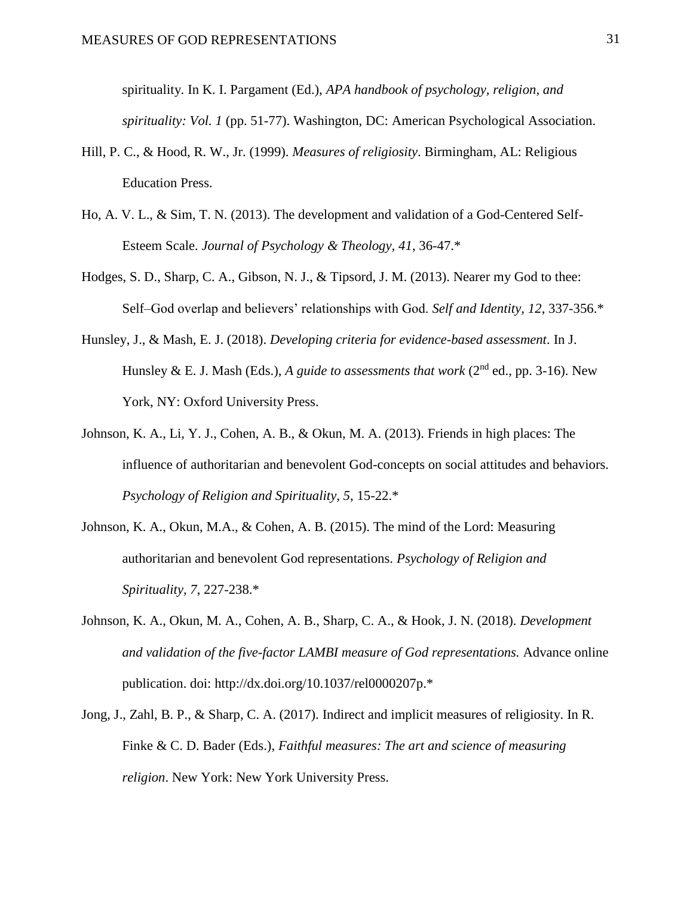spirituality. In K. I. Pargament (Ed.), *APA handbook of psychology, religion, and spirituality: Vol. 1* (pp. 51-77). Washington, DC: American Psychological Association.

Hill, P. C., & Hood, R. W., Jr. (1999). *Measures of religiosity*. Birmingham, AL: Religious Education Press.

Ho, A. V. L., & Sim, T. N. (2013). The development and validation of a God-Centered Self-Esteem Scale. *Journal of Psychology & Theology, 41*, 36-47.*

Hodges, S. D., Sharp, C. A., Gibson, N. J., & Tipsord, J. M. (2013). Nearer my God to thee: Self–God overlap and believers' relationships with God. *Self and Identity, 12*, 337-356.*

Hunsley, J., & Mash, E. J. (2018). *Developing criteria for evidence-based assessment*. In J. Hunsley & E. J. Mash (Eds.), *A guide to assessments that work* (2nd ed., pp. 3-16). New York, NY: Oxford University Press.

Johnson, K. A., Li, Y. J., Cohen, A. B., & Okun, M. A. (2013). Friends in high places: The influence of authoritarian and benevolent God-concepts on social attitudes and behaviors. *Psychology of Religion and Spirituality, 5*, 15-22.*

Johnson, K. A., Okun, M.A., & Cohen, A. B. (2015). The mind of the Lord: Measuring authoritarian and benevolent God representations. *Psychology of Religion and Spirituality, 7*, 227-238.*

Johnson, K. A., Okun, M. A., Cohen, A. B., Sharp, C. A., & Hook, J. N. (2018). *Development and validation of the five-factor LAMBI measure of God representations.* Advance online publication. doi: http://dx.doi.org/10.1037/rel0000207p.*

Jong, J., Zahl, B. P., & Sharp, C. A. (2017). Indirect and implicit measures of religiosity. In R. Finke & C. D. Bader (Eds.), *Faithful measures: The art and science of measuring religion*. New York: New York University Press.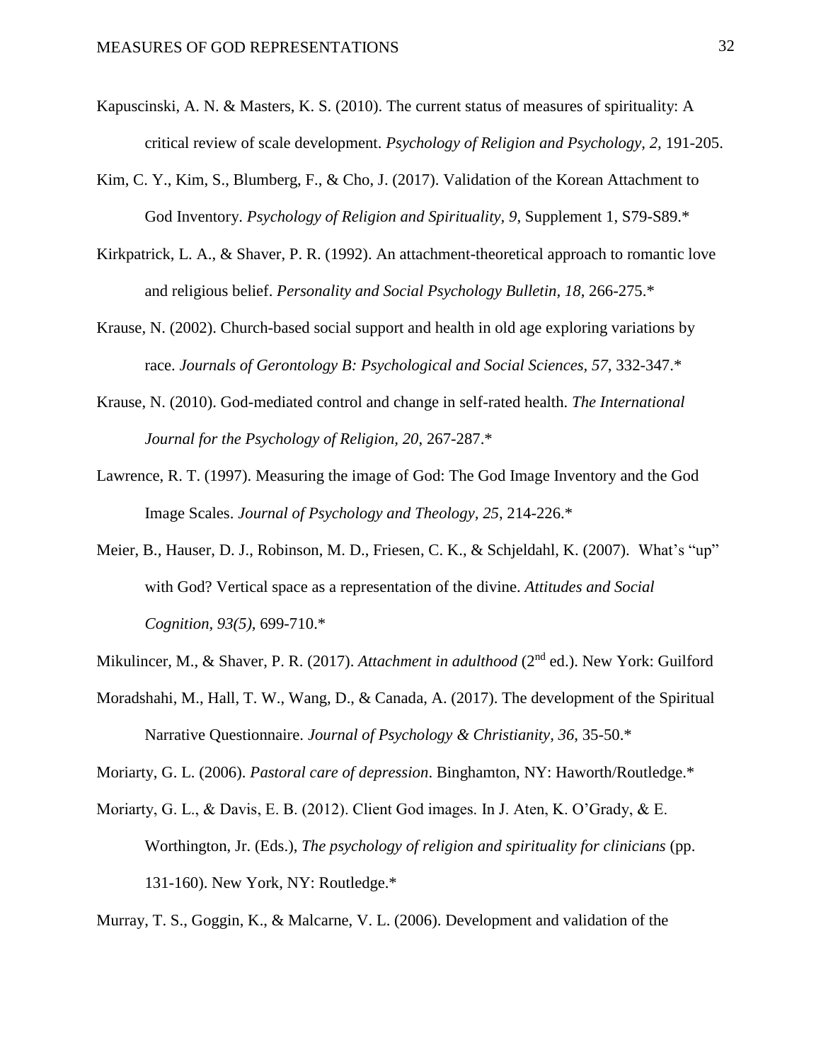Kapuscinski, A. N. & Masters, K. S. (2010). The current status of measures of spirituality: A critical review of scale development. *Psychology of Religion and Psychology, 2,* 191-205.

Kim, C. Y., Kim, S., Blumberg, F., & Cho, J. (2017). Validation of the Korean Attachment to God Inventory. *Psychology of Religion and Spirituality, 9*, Supplement 1, S79-S89.*

Kirkpatrick, L. A., & Shaver, P. R. (1992). An attachment-theoretical approach to romantic love and religious belief. *Personality and Social Psychology Bulletin*, *18*, 266-275.*

Krause, N. (2002). Church-based social support and health in old age exploring variations by race. *Journals of Gerontology B: Psychological and Social Sciences, 57*, 332-347.*

Krause, N. (2010). God-mediated control and change in self-rated health. *The International Journal for the Psychology of Religion, 20*, 267-287.*

Lawrence, R. T. (1997). Measuring the image of God: The God Image Inventory and the God Image Scales. *Journal of Psychology and Theology, 25*, 214-226.*

Meier, B., Hauser, D. J., Robinson, M. D., Friesen, C. K., & Schjeldahl, K. (2007). What's "up" with God? Vertical space as a representation of the divine. *Attitudes and Social Cognition, 93(5),* 699-710.*

Mikulincer, M., & Shaver, P. R. (2017). *Attachment in adulthood* (2nd ed.). New York: Guilford

Moradshahi, M., Hall, T. W., Wang, D., & Canada, A. (2017). The development of the Spiritual Narrative Questionnaire. *Journal of Psychology & Christianity, 36*, 35-50.*

Moriarty, G. L. (2006). *Pastoral care of depression*. Binghamton, NY: Haworth/Routledge.*

Moriarty, G. L., & Davis, E. B. (2012). Client God images. In J. Aten, K. O'Grady, & E. Worthington, Jr. (Eds.), *The psychology of religion and spirituality for clinicians* (pp. 131-160). New York, NY: Routledge.*

Murray, T. S., Goggin, K., & Malcarne, V. L. (2006). Development and validation of the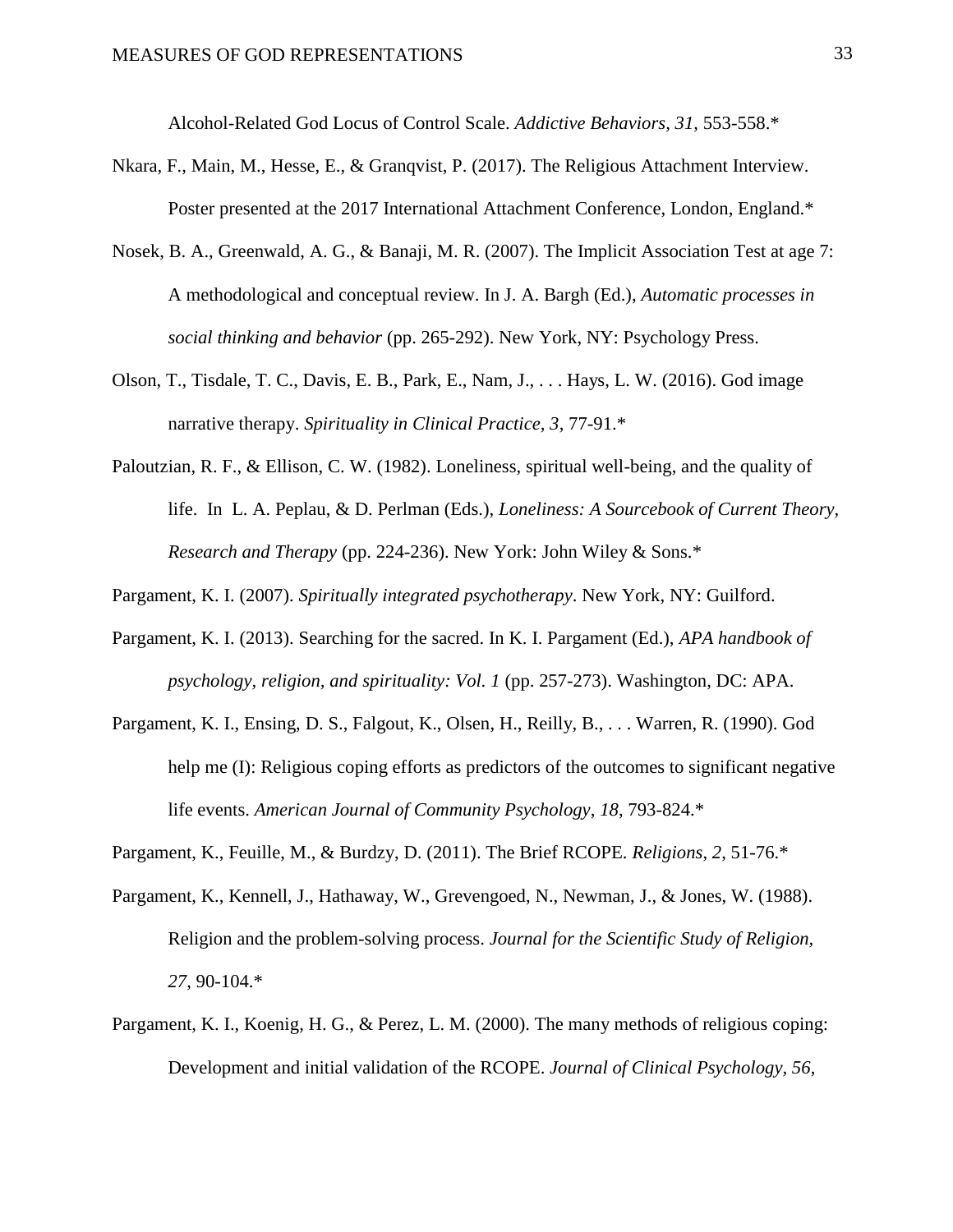Alcohol-Related God Locus of Control Scale. *Addictive Behaviors, 31*, 553-558.*

Nkara, F., Main, M., Hesse, E., & Granqvist, P. (2017). The Religious Attachment Interview. Poster presented at the 2017 International Attachment Conference, London, England.*

Nosek, B. A., Greenwald, A. G., & Banaji, M. R. (2007). The Implicit Association Test at age 7: A methodological and conceptual review. In J. A. Bargh (Ed.), *Automatic processes in social thinking and behavior* (pp. 265-292). New York, NY: Psychology Press.

Olson, T., Tisdale, T. C., Davis, E. B., Park, E., Nam, J., . . . Hays, L. W. (2016). God image narrative therapy. *Spirituality in Clinical Practice, 3*, 77-91.*

Paloutzian, R. F., & Ellison, C. W. (1982). Loneliness, spiritual well-being, and the quality of life. In L. A. Peplau, & D. Perlman (Eds.), *Loneliness: A Sourcebook of Current Theory, Research and Therapy* (pp. 224-236). New York: John Wiley & Sons.*

Pargament, K. I. (2007). *Spiritually integrated psychotherapy*. New York, NY: Guilford.

Pargament, K. I. (2013). Searching for the sacred. In K. I. Pargament (Ed.), *APA handbook of psychology, religion, and spirituality: Vol. 1* (pp. 257-273). Washington, DC: APA.

Pargament, K. I., Ensing, D. S., Falgout, K., Olsen, H., Reilly, B., . . . Warren, R. (1990). God help me (I): Religious coping efforts as predictors of the outcomes to significant negative life events. *American Journal of Community Psychology*, *18*, 793-824.*

Pargament, K., Feuille, M., & Burdzy, D. (2011). The Brief RCOPE. *Religions*, *2*, 51-76.*

Pargament, K., Kennell, J., Hathaway, W., Grevengoed, N., Newman, J., & Jones, W. (1988). Religion and the problem-solving process. *Journal for the Scientific Study of Religion, 27*, 90-104.*

Pargament, K. I., Koenig, H. G., & Perez, L. M. (2000). The many methods of religious coping: Development and initial validation of the RCOPE. *Journal of Clinical Psychology, 56*,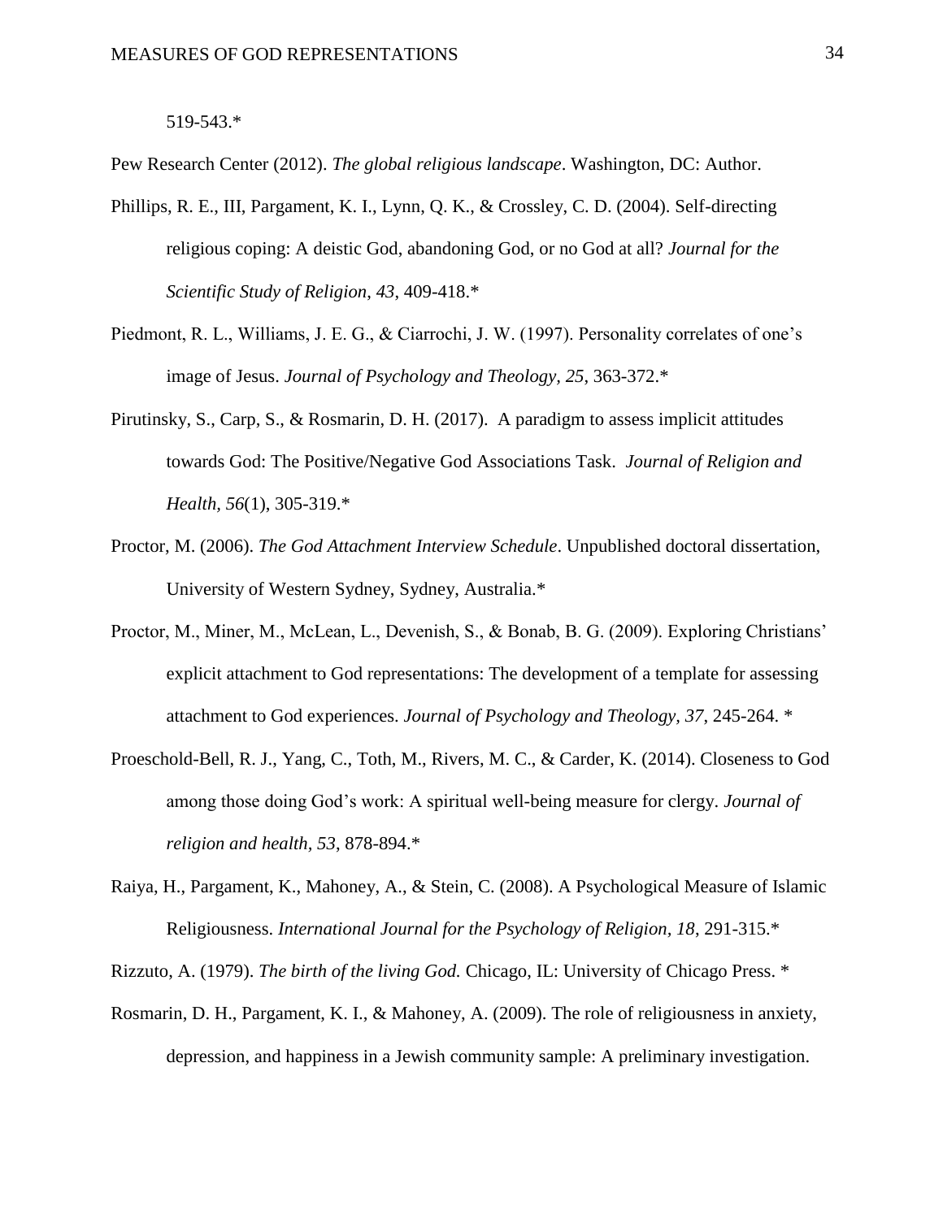519-543.*

Pew Research Center (2012). *The global religious landscape*. Washington, DC: Author.

Phillips, R. E., III, Pargament, K. I., Lynn, Q. K., & Crossley, C. D. (2004). Self-directing religious coping: A deistic God, abandoning God, or no God at all? *Journal for the Scientific Study of Religion*, *43*, 409-418.*

Piedmont, R. L., Williams, J. E. G., & Ciarrochi, J. W. (1997). Personality correlates of one's image of Jesus. *Journal of Psychology and Theology, 25*, 363-372.*

Pirutinsky, S., Carp, S., & Rosmarin, D. H. (2017). A paradigm to assess implicit attitudes towards God: The Positive/Negative God Associations Task. *Journal of Religion and Health*, *56*(1), 305-319.*

Proctor, M. (2006). *The God Attachment Interview Schedule*. Unpublished doctoral dissertation, University of Western Sydney, Sydney, Australia.*

Proctor, M., Miner, M., McLean, L., Devenish, S., & Bonab, B. G. (2009). Exploring Christians' explicit attachment to God representations: The development of a template for assessing attachment to God experiences. *Journal of Psychology and Theology*, *37*, 245-264. *

Proeschold-Bell, R. J., Yang, C., Toth, M., Rivers, M. C., & Carder, K. (2014). Closeness to God among those doing God's work: A spiritual well-being measure for clergy. *Journal of religion and health*, *53*, 878-894.*

Raiya, H., Pargament, K., Mahoney, A., & Stein, C. (2008). A Psychological Measure of Islamic Religiousness. *International Journal for the Psychology of Religion*, *18*, 291-315.*

Rizzuto, A. (1979). *The birth of the living God.* Chicago, IL: University of Chicago Press. *

Rosmarin, D. H., Pargament, K. I., & Mahoney, A. (2009). The role of religiousness in anxiety, depression, and happiness in a Jewish community sample: A preliminary investigation.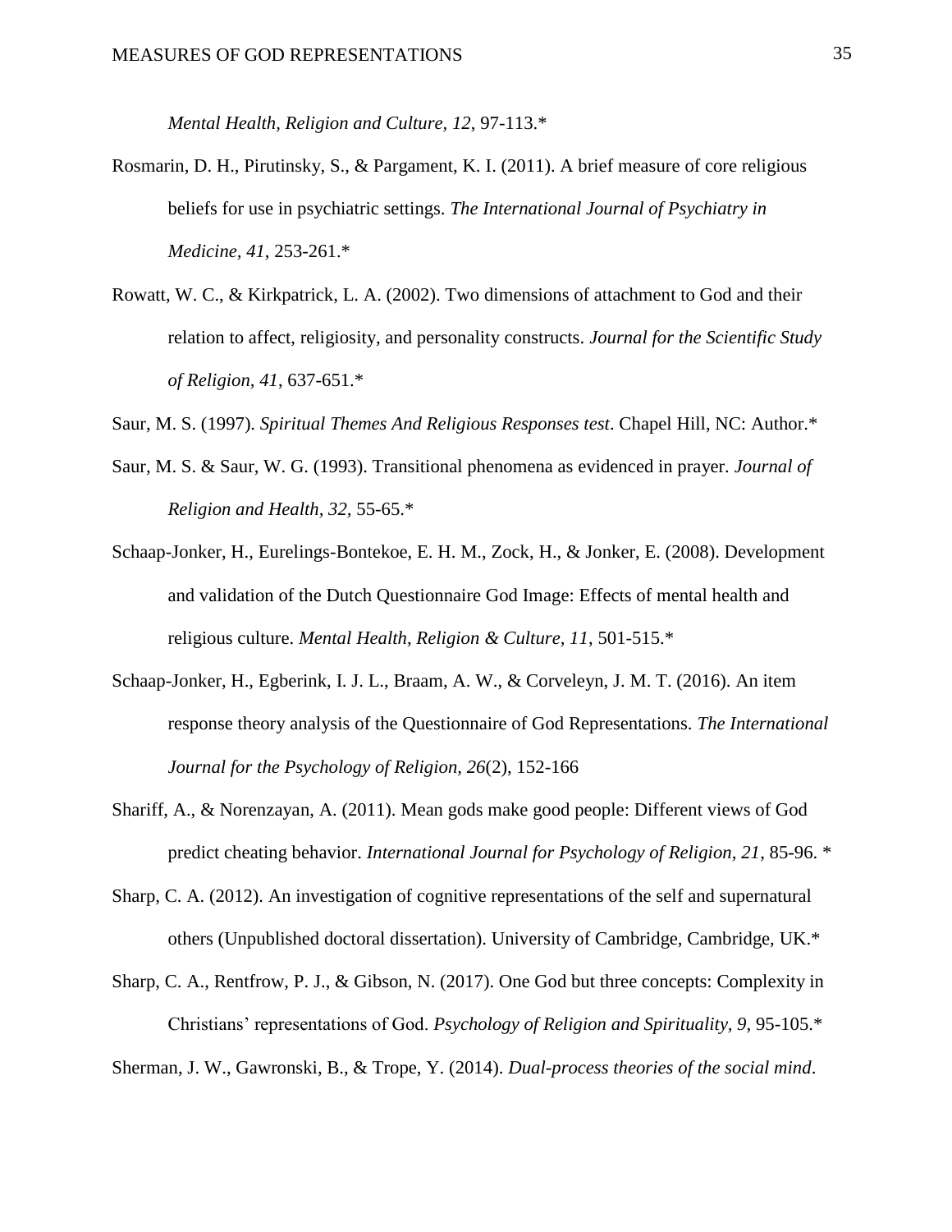*Mental Health, Religion and Culture, 12*, 97-113.*

Rosmarin, D. H., Pirutinsky, S., & Pargament, K. I. (2011). A brief measure of core religious beliefs for use in psychiatric settings. *The International Journal of Psychiatry in Medicine, 41*, 253-261.*

Rowatt, W. C., & Kirkpatrick, L. A. (2002). Two dimensions of attachment to God and their relation to affect, religiosity, and personality constructs. *Journal for the Scientific Study of Religion, 41*, 637-651.*

Saur, M. S. (1997). *Spiritual Themes And Religious Responses test*. Chapel Hill, NC: Author.*

Saur, M. S. & Saur, W. G. (1993). Transitional phenomena as evidenced in prayer. *Journal of Religion and Health, 32*, 55-65.*

Schaap-Jonker, H., Eurelings-Bontekoe, E. H. M., Zock, H., & Jonker, E. (2008). Development and validation of the Dutch Questionnaire God Image: Effects of mental health and religious culture. *Mental Health, Religion & Culture, 11*, 501-515.*

Schaap-Jonker, H., Egberink, I. J. L., Braam, A. W., & Corveleyn, J. M. T. (2016). An item response theory analysis of the Questionnaire of God Representations. *The International Journal for the Psychology of Religion, 26*(2), 152-166

Shariff, A., & Norenzayan, A. (2011). Mean gods make good people: Different views of God predict cheating behavior. *International Journal for Psychology of Religion, 21*, 85-96. *

Sharp, C. A. (2012). An investigation of cognitive representations of the self and supernatural others (Unpublished doctoral dissertation). University of Cambridge, Cambridge, UK.*

Sharp, C. A., Rentfrow, P. J., & Gibson, N. (2017). One God but three concepts: Complexity in Christians' representations of God. *Psychology of Religion and Spirituality, 9*, 95-105.*

Sherman, J. W., Gawronski, B., & Trope, Y. (2014). *Dual-process theories of the social mind*.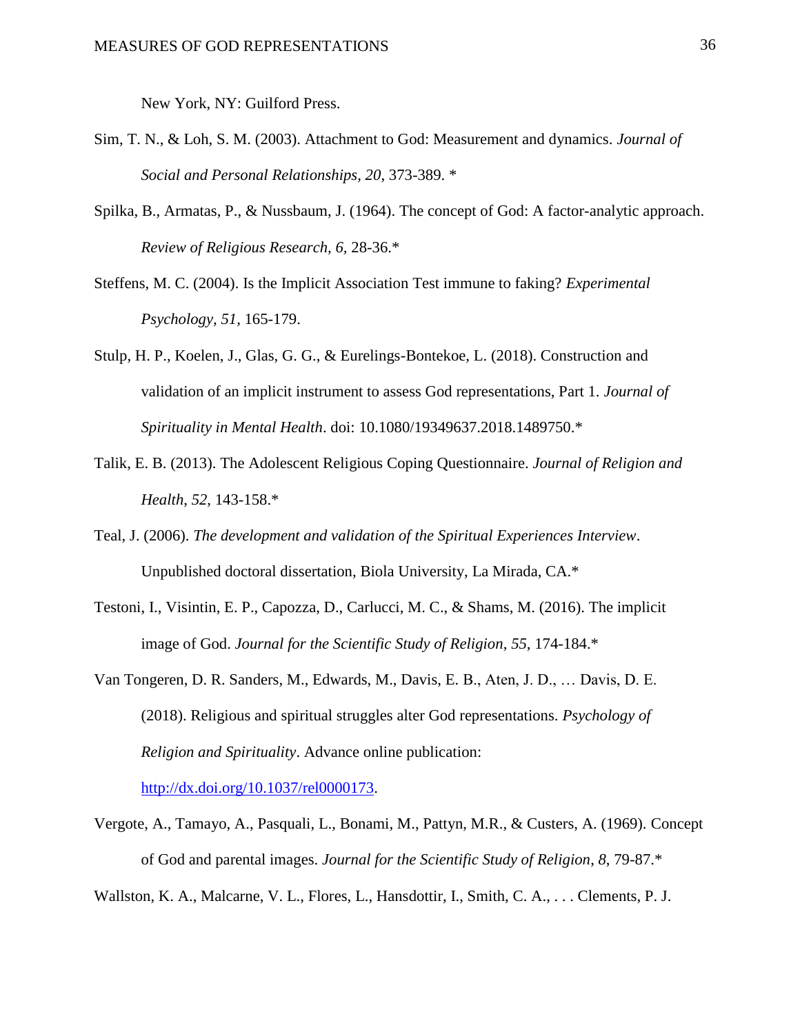New York, NY: Guilford Press.

Sim, T. N., & Loh, S. M. (2003). Attachment to God: Measurement and dynamics. *Journal of Social and Personal Relationships, 20*, 373-389. *

Spilka, B., Armatas, P., & Nussbaum, J. (1964). The concept of God: A factor-analytic approach. *Review of Religious Research, 6,* 28-36.*

Steffens, M. C. (2004). Is the Implicit Association Test immune to faking? *Experimental Psychology, 51*, 165-179.

Stulp, H. P., Koelen, J., Glas, G. G., & Eurelings-Bontekoe, L. (2018). Construction and validation of an implicit instrument to assess God representations, Part 1. *Journal of Spirituality in Mental Health*. doi: 10.1080/19349637.2018.1489750.*

Talik, E. B. (2013). The Adolescent Religious Coping Questionnaire. *Journal of Religion and Health*, *52*, 143-158.*

Teal, J. (2006). *The development and validation of the Spiritual Experiences Interview*. Unpublished doctoral dissertation, Biola University, La Mirada, CA.*

Testoni, I., Visintin, E. P., Capozza, D., Carlucci, M. C., & Shams, M. (2016). The implicit image of God. *Journal for the Scientific Study of Religion*, *55*, 174-184.*

Van Tongeren, D. R. Sanders, M., Edwards, M., Davis, E. B., Aten, J. D., … Davis, D. E. (2018). Religious and spiritual struggles alter God representations. *Psychology of Religion and Spirituality*. Advance online publication: http://dx.doi.org/10.1037/rel0000173.

Vergote, A., Tamayo, A., Pasquali, L., Bonami, M., Pattyn, M.R., & Custers, A. (1969). Concept of God and parental images. *Journal for the Scientific Study of Religion*, *8*, 79-87.*

Wallston, K. A., Malcarne, V. L., Flores, L., Hansdottir, I., Smith, C. A., . . . Clements, P. J.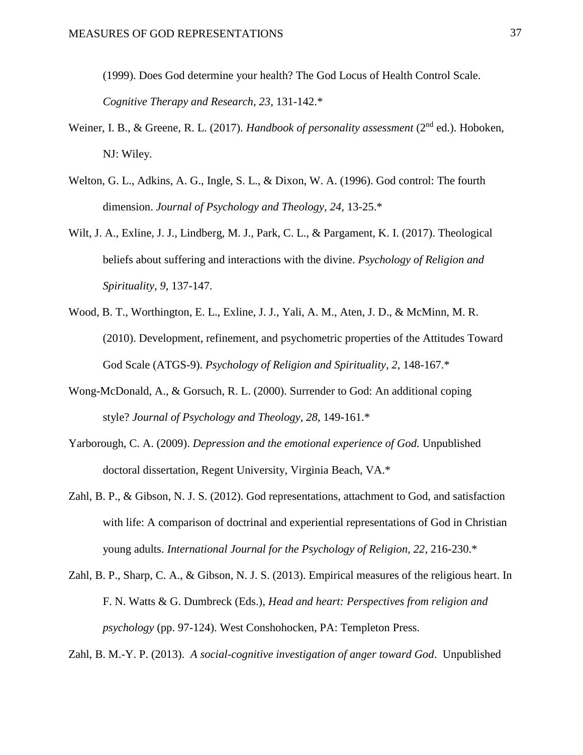(1999). Does God determine your health? The God Locus of Health Control Scale. *Cognitive Therapy and Research*, *23*, 131-142.*

Weiner, I. B., & Greene, R. L. (2017). *Handbook of personality assessment* (2nd ed.). Hoboken, NJ: Wiley.

Welton, G. L., Adkins, A. G., Ingle, S. L., & Dixon, W. A. (1996). God control: The fourth dimension. *Journal of Psychology and Theology, 24*, 13-25.*

Wilt, J. A., Exline, J. J., Lindberg, M. J., Park, C. L., & Pargament, K. I. (2017). Theological beliefs about suffering and interactions with the divine. *Psychology of Religion and Spirituality, 9*, 137-147.

Wood, B. T., Worthington, E. L., Exline, J. J., Yali, A. M., Aten, J. D., & McMinn, M. R. (2010). Development, refinement, and psychometric properties of the Attitudes Toward God Scale (ATGS-9). *Psychology of Religion and Spirituality*, *2*, 148-167.*

Wong-McDonald, A., & Gorsuch, R. L. (2000). Surrender to God: An additional coping style? *Journal of Psychology and Theology*, *28*, 149-161.*

Yarborough, C. A. (2009). *Depression and the emotional experience of God.* Unpublished doctoral dissertation, Regent University, Virginia Beach, VA.*

Zahl, B. P., & Gibson, N. J. S. (2012). God representations, attachment to God, and satisfaction with life: A comparison of doctrinal and experiential representations of God in Christian young adults. *International Journal for the Psychology of Religion, 22*, 216-230.*

Zahl, B. P., Sharp, C. A., & Gibson, N. J. S. (2013). Empirical measures of the religious heart. In F. N. Watts & G. Dumbreck (Eds.), *Head and heart: Perspectives from religion and psychology* (pp. 97-124). West Conshohocken, PA: Templeton Press.

Zahl, B. M.-Y. P. (2013). *A social-cognitive investigation of anger toward God*. Unpublished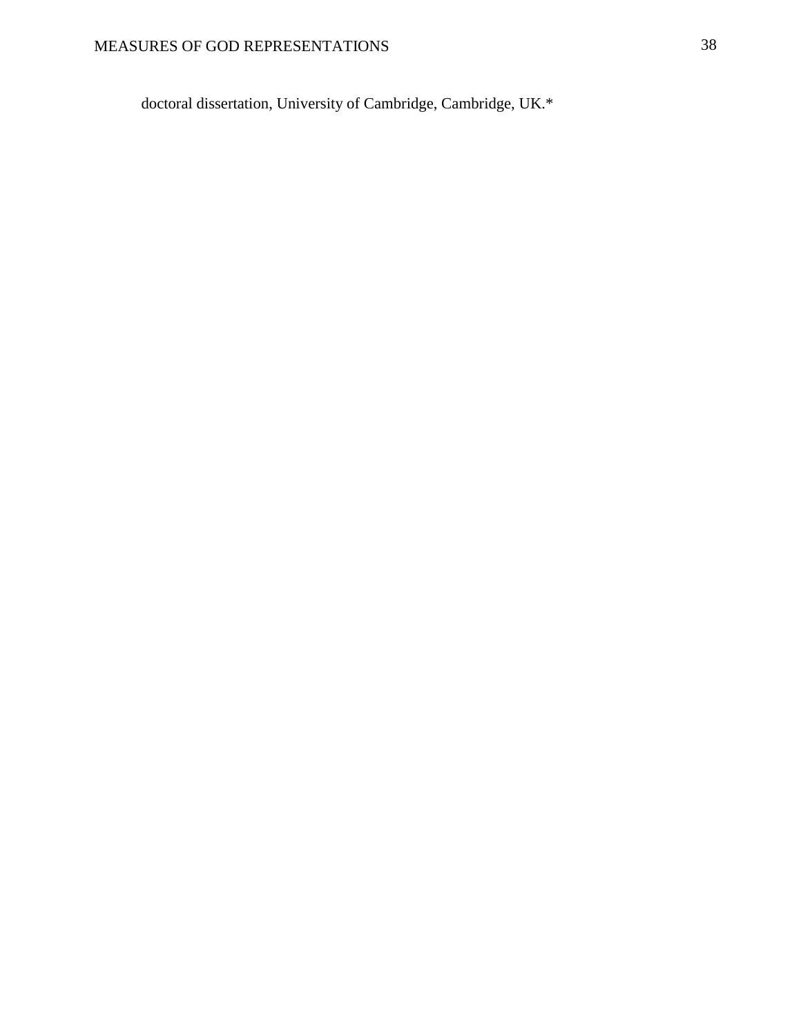doctoral dissertation, University of Cambridge, Cambridge, UK.*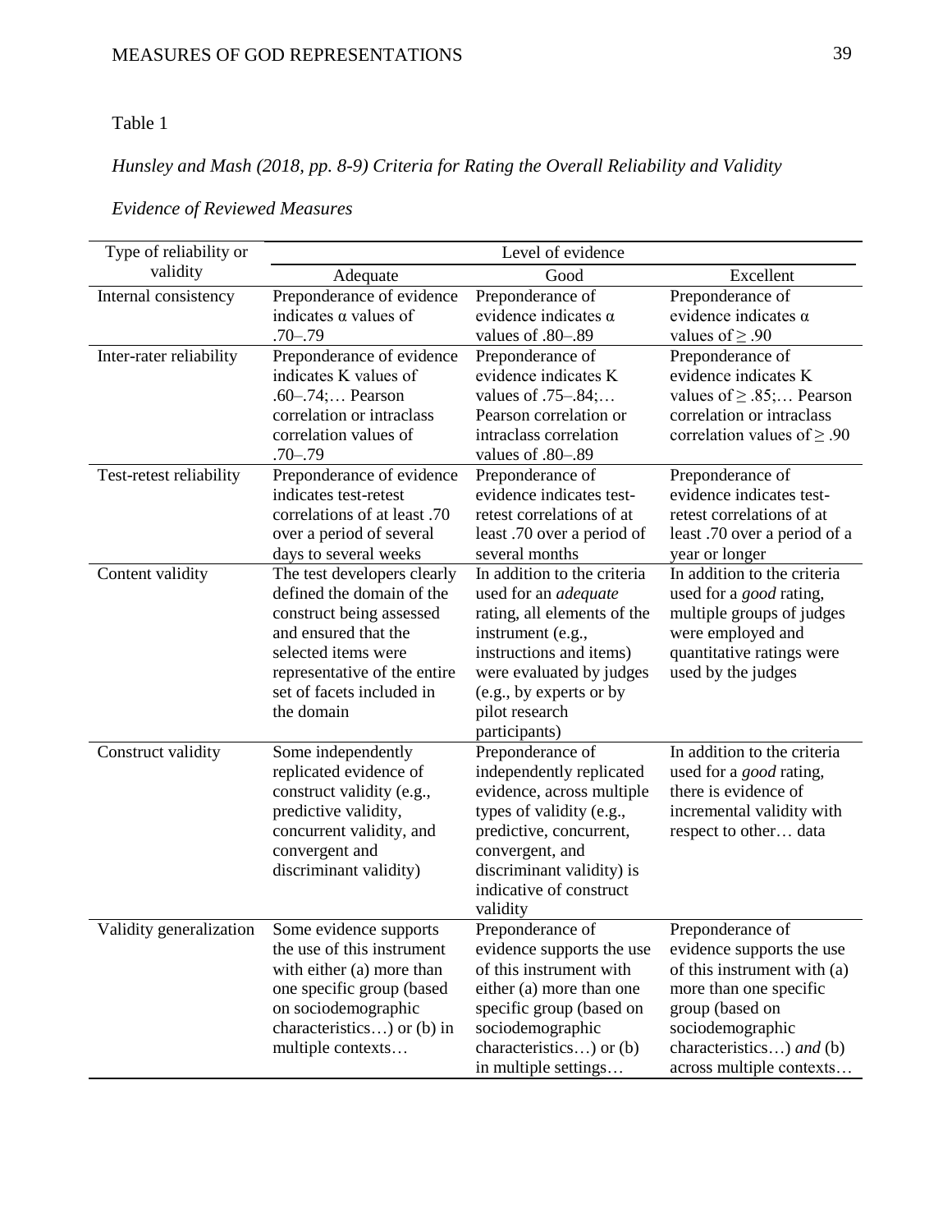Table 1

*Hunsley and Mash (2018, pp. 8-9) Criteria for Rating the Overall Reliability and Validity Evidence of Reviewed Measures*

| Type of reliability or validity | Level of evidence | | |
|---|---|---|---|
| | Adequate | Good | Excellent |
| Internal consistency | Preponderance of evidence indicates α values of .70–.79 | Preponderance of evidence indicates α values of .80–.89 | Preponderance of evidence indicates α values of ≥ .90 |
| Inter-rater reliability | Preponderance of evidence indicates K values of .60–.74;… Pearson correlation or intraclass correlation values of .70–.79 | Preponderance of evidence indicates K values of .75–.84;… Pearson correlation or intraclass correlation values of .80–.89 | Preponderance of evidence indicates K values of ≥ .85;… Pearson correlation or intraclass correlation values of ≥ .90 |
| Test-retest reliability | Preponderance of evidence indicates test-retest correlations of at least .70 over a period of several days to several weeks | Preponderance of evidence indicates test-retest correlations of at least .70 over a period of several months | Preponderance of evidence indicates test-retest correlations of at least .70 over a period of a year or longer |
| Content validity | The test developers clearly defined the domain of the construct being assessed and ensured that the selected items were representative of the entire set of facets included in the domain | In addition to the criteria used for an *adequate* rating, all elements of the instrument (e.g., instructions and items) were evaluated by judges (e.g., by experts or by pilot research participants) | In addition to the criteria used for a *good* rating, multiple groups of judges were employed and quantitative ratings were used by the judges |
| Construct validity | Some independently replicated evidence of construct validity (e.g., predictive validity, concurrent validity, and convergent and discriminant validity) | Preponderance of independently replicated evidence, across multiple types of validity (e.g., predictive, concurrent, convergent, and discriminant validity) is indicative of construct validity | In addition to the criteria used for a *good* rating, there is evidence of incremental validity with respect to other… data |
| Validity generalization | Some evidence supports the use of this instrument with either (a) more than one specific group (based on sociodemographic characteristics…) or (b) in multiple contexts… | Preponderance of evidence supports the use of this instrument with either (a) more than one specific group (based on sociodemographic characteristics…) or (b) in multiple settings… | Preponderance of evidence supports the use of this instrument with (a) more than one specific group (based on sociodemographic characteristics…) *and* (b) across multiple contexts… |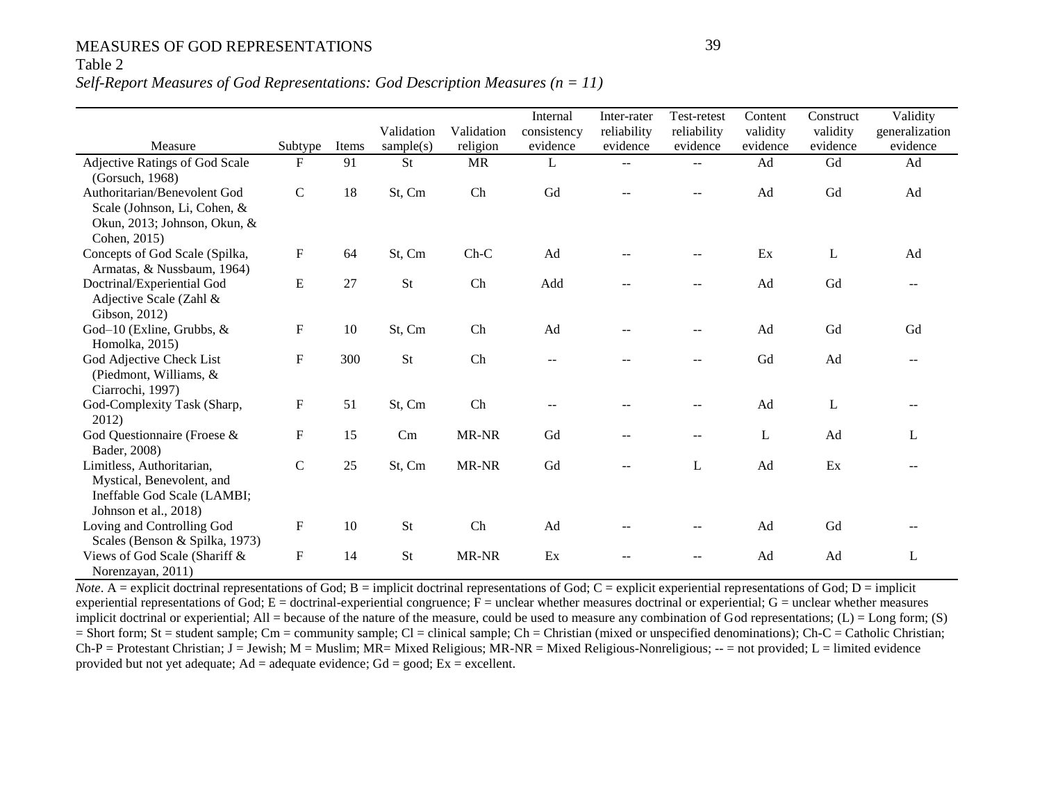Table 2

*Self-Report Measures of God Representations: God Description Measures (n = 11)*

| Measure | Subtype | Items | Validation sample(s) | Validation religion | Internal consistency evidence | Inter-rater reliability evidence | Test-retest reliability evidence | Content validity evidence | Construct validity evidence | Validity generalization evidence |
|---|---|---|---|---|---|---|---|---|---|---|
| Adjective Ratings of God Scale (Gorsuch, 1968) | F | 91 | St | MR | L | -- | -- | Ad | Gd | Ad |
| Authoritarian/Benevolent God Scale (Johnson, Li, Cohen, & Okun, 2013; Johnson, Okun, & Cohen, 2015) | C | 18 | St, Cm | Ch | Gd | -- | -- | Ad | Gd | Ad |
| Concepts of God Scale (Spilka, Armatas, & Nussbaum, 1964) | F | 64 | St, Cm | Ch-C | Ad | -- | -- | Ex | L | Ad |
| Doctrinal/Experiential God Adjective Scale (Zahl & Gibson, 2012) | E | 27 | St | Ch | Add | -- | -- | Ad | Gd | -- |
| God–10 (Exline, Grubbs, & Homolka, 2015) | F | 10 | St, Cm | Ch | Ad | -- | -- | Ad | Gd | Gd |
| God Adjective Check List (Piedmont, Williams, & Ciarrochi, 1997) | F | 300 | St | Ch | -- | -- | -- | Gd | Ad | -- |
| God-Complexity Task (Sharp, 2012) | F | 51 | St, Cm | Ch | -- | -- | -- | Ad | L | -- |
| God Questionnaire (Froese & Bader, 2008) | F | 15 | Cm | MR-NR | Gd | -- | -- | L | Ad | L |
| Limitless, Authoritarian, Mystical, Benevolent, and Ineffable God Scale (LAMBI; Johnson et al., 2018) | C | 25 | St, Cm | MR-NR | Gd | -- | L | Ad | Ex | -- |
| Loving and Controlling God Scales (Benson & Spilka, 1973) | F | 10 | St | Ch | Ad | -- | -- | Ad | Gd | -- |
| Views of God Scale (Shariff & Norenzayan, 2011) | F | 14 | St | MR-NR | Ex | -- | -- | Ad | Ad | L |

*Note*. A = explicit doctrinal representations of God; B = implicit doctrinal representations of God; C = explicit experiential representations of God; D = implicit experiential representations of God; E = doctrinal-experiential congruence; F = unclear whether measures doctrinal or experiential; G = unclear whether measures implicit doctrinal or experiential; All = because of the nature of the measure, could be used to measure any combination of God representations; (L) = Long form; (S) = Short form; St = student sample; Cm = community sample; Cl = clinical sample; Ch = Christian (mixed or unspecified denominations); Ch-C = Catholic Christian; Ch-P = Protestant Christian; J = Jewish; M = Muslim; MR= Mixed Religious; MR-NR = Mixed Religious-Nonreligious; -- = not provided; L = limited evidence provided but not yet adequate; Ad = adequate evidence; Gd = good; Ex = excellent.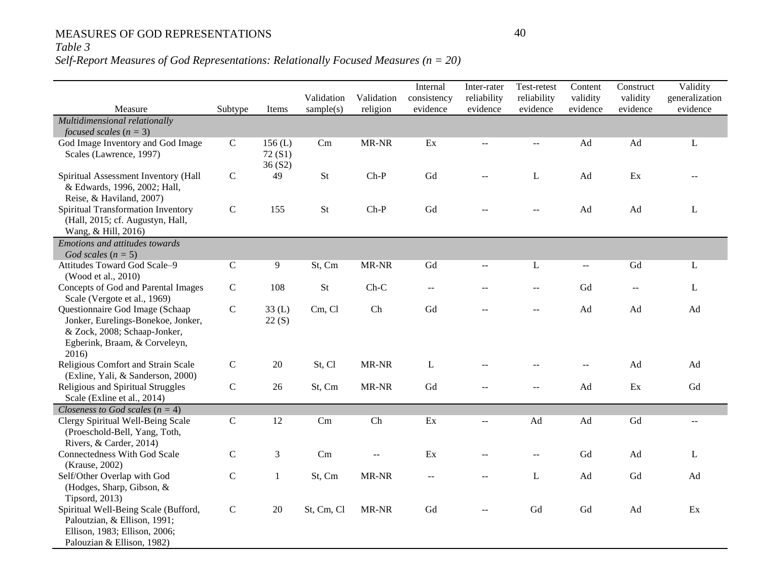*Table 3*

*Self-Report Measures of God Representations: Relationally Focused Measures (n = 20)*

| Measure | Subtype | Items | Validation sample(s) | Validation religion | Internal consistency evidence | Inter-rater reliability evidence | Test-retest reliability evidence | Content validity evidence | Construct validity evidence | Validity generalization evidence |
|---|---|---|---|---|---|---|---|---|---|---|
| *Multidimensional relationally focused scales (n = 3)* | | | | | | | | | | |
| God Image Inventory and God Image Scales (Lawrence, 1997) | C | 156 (L) 72 (S1) 36 (S2) | Cm | MR-NR | Ex | -- | -- | Ad | Ad | L |
| Spiritual Assessment Inventory (Hall & Edwards, 1996, 2002; Hall, Reise, & Haviland, 2007) | C | 49 | St | Ch-P | Gd | -- | L | Ad | Ex | -- |
| Spiritual Transformation Inventory (Hall, 2015; cf. Augustyn, Hall, Wang, & Hill, 2016) | C | 155 | St | Ch-P | Gd | -- | -- | Ad | Ad | L |
| *Emotions and attitudes towards God scales (n = 5)* | | | | | | | | | | |
| Attitudes Toward God Scale–9 (Wood et al., 2010) | C | 9 | St, Cm | MR-NR | Gd | -- | L | -- | Gd | L |
| Concepts of God and Parental Images Scale (Vergote et al., 1969) | C | 108 | St | Ch-C | -- | -- | -- | Gd | -- | L |
| Questionnaire God Image (Schaap Jonker, Eurelings-Bonekoe, Jonker, & Zock, 2008; Schaap-Jonker, Egberink, Braam, & Corveleyn, 2016) | C | 33 (L) 22 (S) | Cm, Cl | Ch | Gd | -- | -- | Ad | Ad | Ad |
| Religious Comfort and Strain Scale (Exline, Yali, & Sanderson, 2000) | C | 20 | St, Cl | MR-NR | L | -- | -- | -- | Ad | Ad |
| Religious and Spiritual Struggles Scale (Exline et al., 2014) | C | 26 | St, Cm | MR-NR | Gd | -- | -- | Ad | Ex | Gd |
| *Closeness to God scales (n = 4)* | | | | | | | | | | |
| Clergy Spiritual Well-Being Scale (Proeschold-Bell, Yang, Toth, Rivers, & Carder, 2014) | C | 12 | Cm | Ch | Ex | -- | Ad | Ad | Gd | -- |
| Connectedness With God Scale (Krause, 2002) | C | 3 | Cm | -- | Ex | -- | -- | Gd | Ad | L |
| Self/Other Overlap with God (Hodges, Sharp, Gibson, & Tipsord, 2013) | C | 1 | St, Cm | MR-NR | -- | -- | L | Ad | Gd | Ad |
| Spiritual Well-Being Scale (Bufford, Paloutzian, & Ellison, 1991; Ellison, 1983; Ellison, 2006; Palouzian & Ellison, 1982) | C | 20 | St, Cm, Cl | MR-NR | Gd | -- | Gd | Gd | Ad | Ex |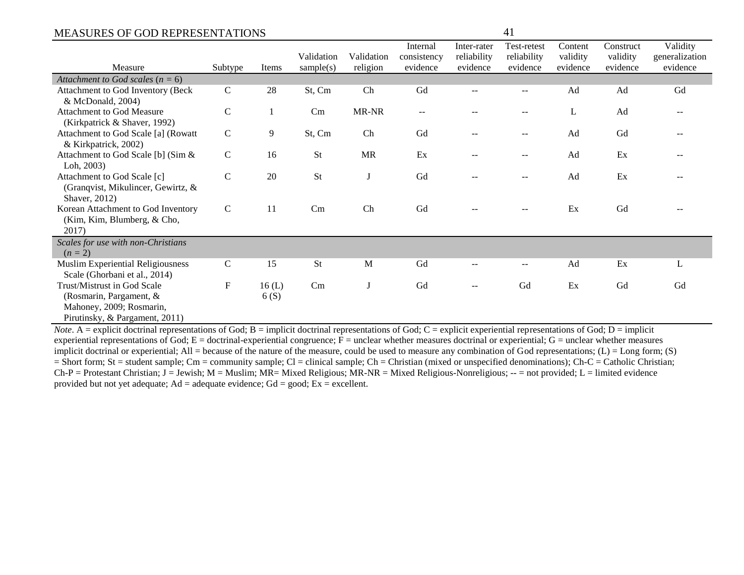| Measure | Subtype | Items | Validation sample(s) | Validation religion | Internal consistency evidence | Inter-rater reliability evidence | Test-retest reliability evidence | Content validity evidence | Construct validity evidence | Validity generalization evidence |
|---|---|---|---|---|---|---|---|---|---|---|
| *Attachment to God scales* (*n* = 6) | | | | | | | | | | |
| Attachment to God Inventory (Beck & McDonald, 2004) | C | 28 | St, Cm | Ch | Gd | -- | -- | Ad | Ad | Gd |
| Attachment to God Measure (Kirkpatrick & Shaver, 1992) | C | 1 | Cm | MR-NR | -- | -- | -- | L | Ad | -- |
| Attachment to God Scale [a] (Rowatt & Kirkpatrick, 2002) | C | 9 | St, Cm | Ch | Gd | -- | -- | Ad | Gd | -- |
| Attachment to God Scale [b] (Sim & Loh, 2003) | C | 16 | St | MR | Ex | -- | -- | Ad | Ex | -- |
| Attachment to God Scale [c] (Granqvist, Mikulincer, Gewirtz, & Shaver, 2012) | C | 20 | St | J | Gd | -- | -- | Ad | Ex | -- |
| Korean Attachment to God Inventory (Kim, Kim, Blumberg, & Cho, 2017) | C | 11 | Cm | Ch | Gd | -- | -- | Ex | Gd | -- |
| *Scales for use with non-Christians* (*n* = 2) | | | | | | | | | | |
| Muslim Experiential Religiousness Scale (Ghorbani et al., 2014) | C | 15 | St | M | Gd | -- | -- | Ad | Ex | L |
| Trust/Mistrust in God Scale (Rosmarin, Pargament, & Mahoney, 2009; Rosmarin, Pirutinsky, & Pargament, 2011) | F | 16 (L) 6 (S) | Cm | J | Gd | -- | Gd | Ex | Gd | Gd |

*Note*. A = explicit doctrinal representations of God; B = implicit doctrinal representations of God; C = explicit experiential representations of God; D = implicit experiential representations of God; E = doctrinal-experiential congruence; F = unclear whether measures doctrinal or experiential; G = unclear whether measures implicit doctrinal or experiential; All = because of the nature of the measure, could be used to measure any combination of God representations; (L) = Long form; (S) = Short form; St = student sample; Cm = community sample; Cl = clinical sample; Ch = Christian (mixed or unspecified denominations); Ch-C = Catholic Christian; Ch-P = Protestant Christian; J = Jewish; M = Muslim; MR= Mixed Religious; MR-NR = Mixed Religious-Nonreligious; -- = not provided; L = limited evidence provided but not yet adequate; Ad = adequate evidence; Gd = good; Ex = excellent.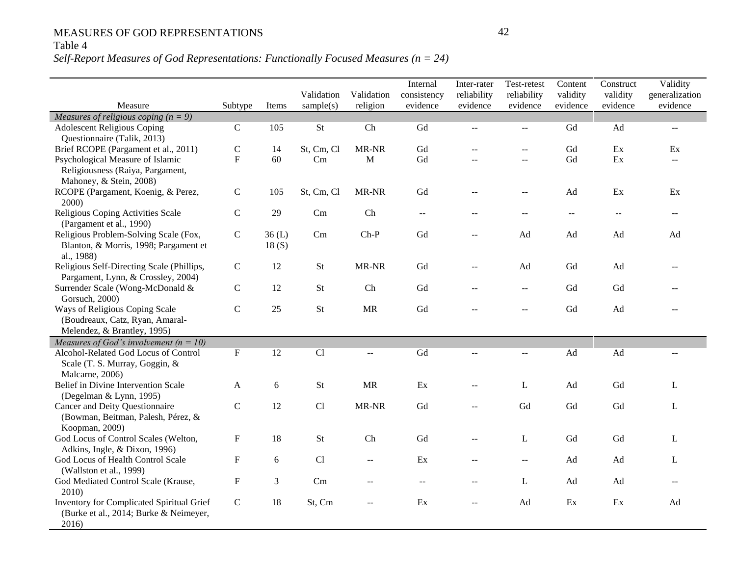Table 4

*Self-Report Measures of God Representations: Functionally Focused Measures (n = 24)*

| Measure | Subtype | Items | Validation sample(s) | Validation religion | Internal consistency evidence | Inter-rater reliability evidence | Test-retest reliability evidence | Content validity evidence | Construct validity evidence | Validity generalization evidence |
|---|---|---|---|---|---|---|---|---|---|---|
| *Measures of religious coping (n = 9)* | | | | | | | | | | |
| Adolescent Religious Coping Questionnaire (Talik, 2013) | C | 105 | St | Ch | Gd | -- | -- | Gd | Ad | -- |
| Brief RCOPE (Pargament et al., 2011) | C | 14 | St, Cm, Cl | MR-NR | Gd | -- | -- | Gd | Ex | Ex |
| Psychological Measure of Islamic Religiousness (Raiya, Pargament, Mahoney, & Stein, 2008) | F | 60 | Cm | M | Gd | -- | -- | Gd | Ex | -- |
| RCOPE (Pargament, Koenig, & Perez, 2000) | C | 105 | St, Cm, Cl | MR-NR | Gd | -- | -- | Ad | Ex | Ex |
| Religious Coping Activities Scale (Pargament et al., 1990) | C | 29 | Cm | Ch | -- | -- | -- | -- | -- | -- |
| Religious Problem-Solving Scale (Fox, Blanton, & Morris, 1998; Pargament et al., 1988) | C | 36 (L) 18 (S) | Cm | Ch-P | Gd | -- | Ad | Ad | Ad | Ad |
| Religious Self-Directing Scale (Phillips, Pargament, Lynn, & Crossley, 2004) | C | 12 | St | MR-NR | Gd | -- | Ad | Gd | Ad | -- |
| Surrender Scale (Wong-McDonald & Gorsuch, 2000) | C | 12 | St | Ch | Gd | -- | -- | Gd | Gd | -- |
| Ways of Religious Coping Scale (Boudreaux, Catz, Ryan, Amaral-Melendez, & Brantley, 1995) | C | 25 | St | MR | Gd | -- | -- | Gd | Ad | -- |
| *Measures of God's involvement (n = 10)* | | | | | | | | | | |
| Alcohol-Related God Locus of Control Scale (T. S. Murray, Goggin, & Malcarne, 2006) | F | 12 | Cl | -- | Gd | -- | -- | Ad | Ad | -- |
| Belief in Divine Intervention Scale (Degelman & Lynn, 1995) | A | 6 | St | MR | Ex | -- | L | Ad | Gd | L |
| Cancer and Deity Questionnaire (Bowman, Beitman, Palesh, Pérez, & Koopman, 2009) | C | 12 | Cl | MR-NR | Gd | -- | Gd | Gd | Gd | L |
| God Locus of Control Scales (Welton, Adkins, Ingle, & Dixon, 1996) | F | 18 | St | Ch | Gd | -- | L | Gd | Gd | L |
| God Locus of Health Control Scale (Wallston et al., 1999) | F | 6 | Cl | -- | Ex | -- | -- | Ad | Ad | L |
| God Mediated Control Scale (Krause, 2010) | F | 3 | Cm | -- | -- | -- | L | Ad | Ad | -- |
| Inventory for Complicated Spiritual Grief (Burke et al., 2014; Burke & Neimeyer, 2016) | C | 18 | St, Cm | -- | Ex | -- | Ad | Ex | Ex | Ad |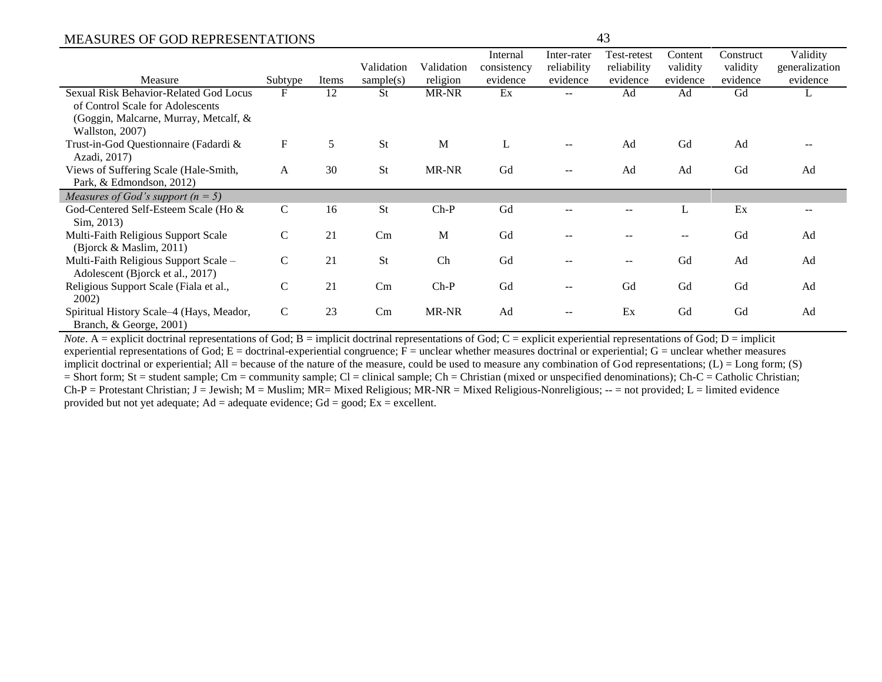| Measure | Subtype | Items | Validation sample(s) | Validation religion | Internal consistency evidence | Inter-rater reliability evidence | Test-retest reliability evidence | Content validity evidence | Construct validity evidence | Validity generalization evidence |
|---|---|---|---|---|---|---|---|---|---|---|
| Sexual Risk Behavior-Related God Locus of Control Scale for Adolescents (Goggin, Malcarne, Murray, Metcalf, & Wallston, 2007) | F | 12 | St | MR-NR | Ex | -- | Ad | Ad | Gd | L |
| Trust-in-God Questionnaire (Fadardi & Azadi, 2017) | F | 5 | St | M | L | -- | Ad | Gd | Ad | -- |
| Views of Suffering Scale (Hale-Smith, Park, & Edmondson, 2012) | A | 30 | St | MR-NR | Gd | -- | Ad | Ad | Gd | Ad |
| *Measures of God's support (n = 5)* | | | | | | | | | | |
| God-Centered Self-Esteem Scale (Ho & Sim, 2013) | C | 16 | St | Ch-P | Gd | -- | -- | L | Ex | -- |
| Multi-Faith Religious Support Scale (Bjorck & Maslim, 2011) | C | 21 | Cm | M | Gd | -- | -- | -- | Gd | Ad |
| Multi-Faith Religious Support Scale – Adolescent (Bjorck et al., 2017) | C | 21 | St | Ch | Gd | -- | -- | Gd | Ad | Ad |
| Religious Support Scale (Fiala et al., 2002) | C | 21 | Cm | Ch-P | Gd | -- | Gd | Gd | Gd | Ad |
| Spiritual History Scale–4 (Hays, Meador, Branch, & George, 2001) | C | 23 | Cm | MR-NR | Ad | -- | Ex | Gd | Gd | Ad |

*Note*. A = explicit doctrinal representations of God; B = implicit doctrinal representations of God; C = explicit experiential representations of God; D = implicit experiential representations of God; E = doctrinal-experiential congruence; F = unclear whether measures doctrinal or experiential; G = unclear whether measures implicit doctrinal or experiential; All = because of the nature of the measure, could be used to measure any combination of God representations; (L) = Long form; (S) = Short form; St = student sample; Cm = community sample; Cl = clinical sample; Ch = Christian (mixed or unspecified denominations); Ch-C = Catholic Christian; Ch-P = Protestant Christian; J = Jewish; M = Muslim; MR= Mixed Religious; MR-NR = Mixed Religious-Nonreligious; -- = not provided; L = limited evidence provided but not yet adequate; Ad = adequate evidence; Gd = good; Ex = excellent.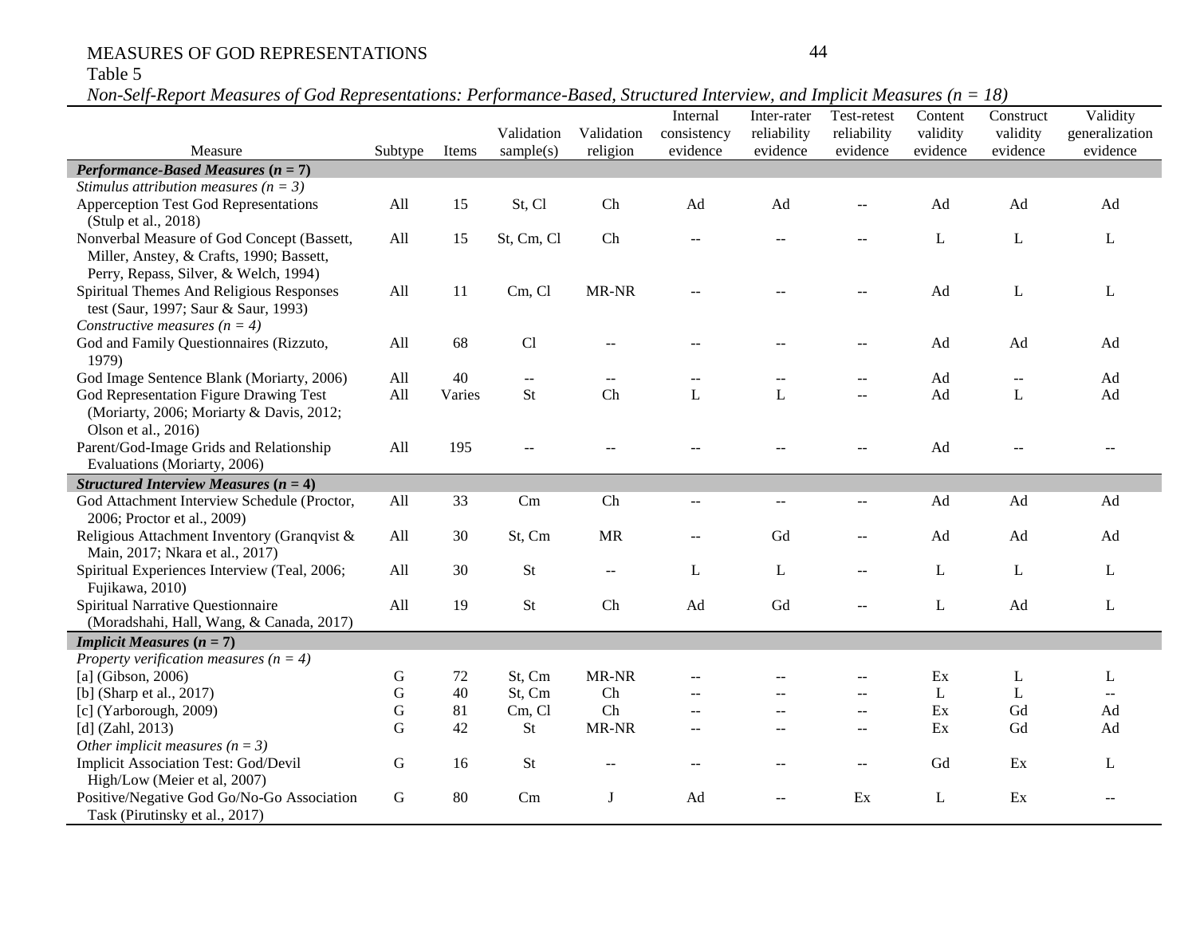Table 5

*Non-Self-Report Measures of God Representations: Performance-Based, Structured Interview, and Implicit Measures (n = 18)*

| Measure | Subtype | Items | Validation sample(s) | Validation religion | Internal consistency evidence | Inter-rater reliability evidence | Test-retest reliability evidence | Content validity evidence | Construct validity evidence | Validity generalization evidence |
|---|---|---|---|---|---|---|---|---|---|---|
| ***Performance-Based Measures* (*n* = 7)** | | | | | | | | | | |
| *Stimulus attribution measures (n = 3)* | | | | | | | | | | |
| Apperception Test God Representations (Stulp et al., 2018) | All | 15 | St, Cl | Ch | Ad | Ad | -- | Ad | Ad | Ad |
| Nonverbal Measure of God Concept (Bassett, Miller, Anstey, & Crafts, 1990; Bassett, Perry, Repass, Silver, & Welch, 1994) | All | 15 | St, Cm, Cl | Ch | -- | -- | -- | L | L | L |
| Spiritual Themes And Religious Responses test (Saur, 1997; Saur & Saur, 1993) | All | 11 | Cm, Cl | MR-NR | -- | -- | -- | Ad | L | L |
| *Constructive measures (n = 4)* | | | | | | | | | | |
| God and Family Questionnaires (Rizzuto, 1979) | All | 68 | Cl | -- | -- | -- | -- | Ad | Ad | Ad |
| God Image Sentence Blank (Moriarty, 2006) | All | 40 | -- | -- | -- | -- | -- | Ad | -- | Ad |
| God Representation Figure Drawing Test (Moriarty, 2006; Moriarty & Davis, 2012; Olson et al., 2016) | All | Varies | St | Ch | L | L | -- | Ad | L | Ad |
| Parent/God-Image Grids and Relationship Evaluations (Moriarty, 2006) | All | 195 | -- | -- | -- | -- | -- | Ad | -- | -- |
| ***Structured Interview Measures* (*n* = 4)** | | | | | | | | | | |
| God Attachment Interview Schedule (Proctor, 2006; Proctor et al., 2009) | All | 33 | Cm | Ch | -- | -- | -- | Ad | Ad | Ad |
| Religious Attachment Inventory (Granqvist & Main, 2017; Nkara et al., 2017) | All | 30 | St, Cm | MR | -- | Gd | -- | Ad | Ad | Ad |
| Spiritual Experiences Interview (Teal, 2006; Fujikawa, 2010) | All | 30 | St | -- | L | L | -- | L | L | L |
| Spiritual Narrative Questionnaire (Moradshahi, Hall, Wang, & Canada, 2017) | All | 19 | St | Ch | Ad | Gd | -- | L | Ad | L |
| ***Implicit Measures* (*n* = 7)** | | | | | | | | | | |
| *Property verification measures (n = 4)* | | | | | | | | | | |
| [a] (Gibson, 2006) | G | 72 | St, Cm | MR-NR | -- | -- | -- | Ex | L | L |
| [b] (Sharp et al., 2017) | G | 40 | St, Cm | Ch | -- | -- | -- | L | L | -- |
| [c] (Yarborough, 2009) | G | 81 | Cm, Cl | Ch | -- | -- | -- | Ex | Gd | Ad |
| [d] (Zahl, 2013) | G | 42 | St | MR-NR | -- | -- | -- | Ex | Gd | Ad |
| *Other implicit measures (n = 3)* | | | | | | | | | | |
| Implicit Association Test: God/Devil High/Low (Meier et al, 2007) | G | 16 | St | -- | -- | -- | -- | Gd | Ex | L |
| Positive/Negative God Go/No-Go Association Task (Pirutinsky et al., 2017) | G | 80 | Cm | J | Ad | -- | Ex | L | Ex | -- |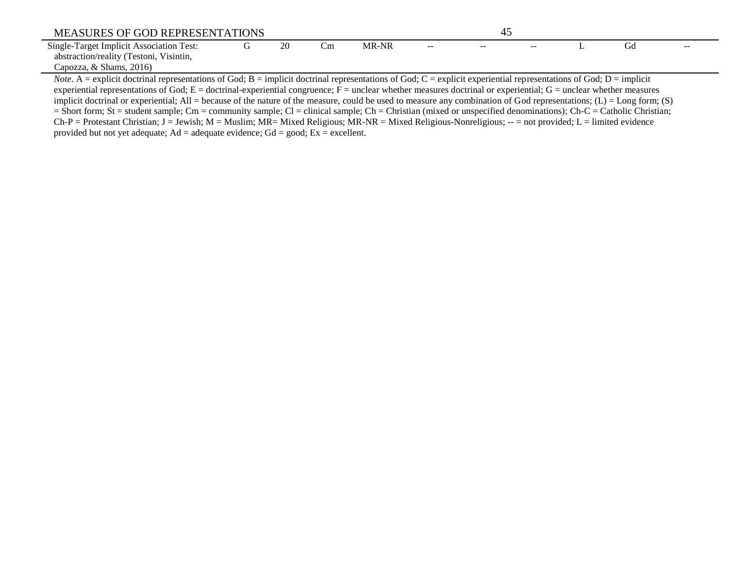| | | | | | | | | | | |
|---|---|---|---|---|---|---|---|---|---|---|
| Single-Target Implicit Association Test: abstraction/reality (Testoni, Visintin, Capozza, & Shams, 2016) | G | 20 | Cm | MR-NR | -- | -- | -- | L | Gd | -- |

*Note*. A = explicit doctrinal representations of God; B = implicit doctrinal representations of God; C = explicit experiential representations of God; D = implicit experiential representations of God; E = doctrinal-experiential congruence; F = unclear whether measures doctrinal or experiential; G = unclear whether measures implicit doctrinal or experiential; All = because of the nature of the measure, could be used to measure any combination of God representations; (L) = Long form; (S) = Short form; St = student sample; Cm = community sample; Cl = clinical sample; Ch = Christian (mixed or unspecified denominations); Ch-C = Catholic Christian; Ch-P = Protestant Christian; J = Jewish; M = Muslim; MR= Mixed Religious; MR-NR = Mixed Religious-Nonreligious; -- = not provided; L = limited evidence provided but not yet adequate; Ad = adequate evidence; Gd = good; Ex = excellent.